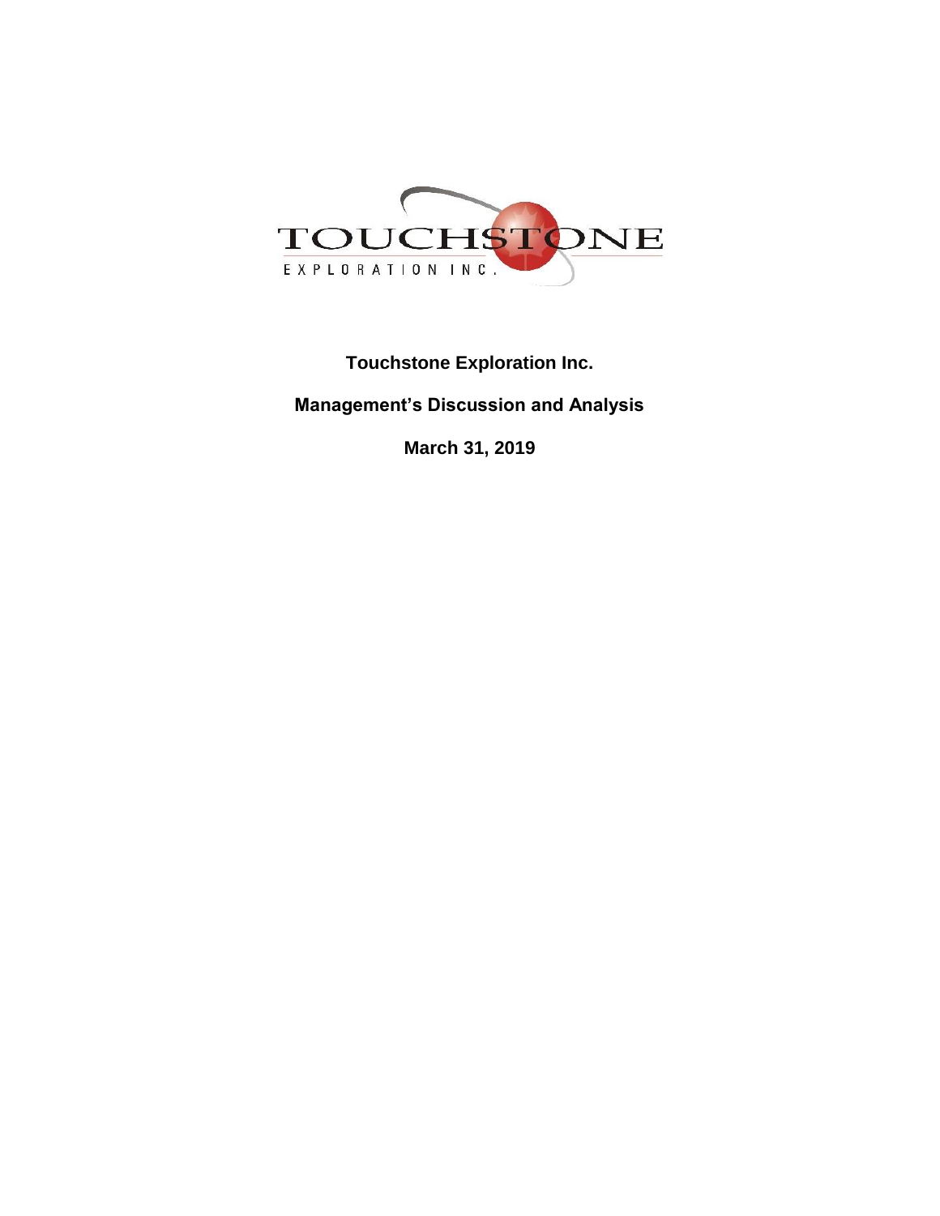# Touchstone Exploration Inc.

## Management's Discussion and Analysis

## March 31, 2019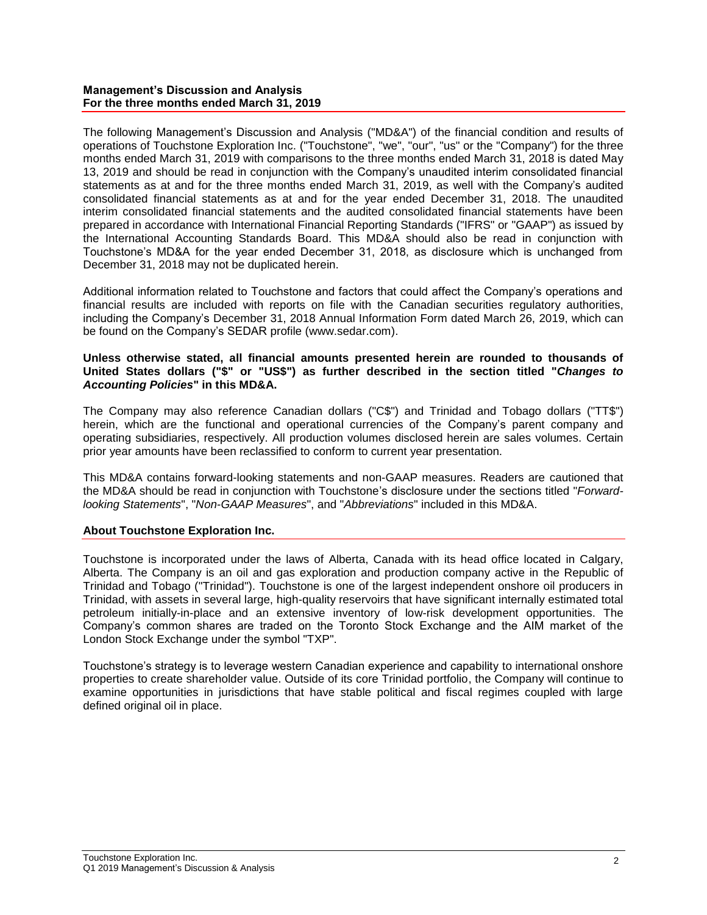**Management's Discussion and Analysis**
**For the three months ended March 31, 2019**

The following Management's Discussion and Analysis ("MD&A") of the financial condition and results of operations of Touchstone Exploration Inc. ("Touchstone", "we", "our", "us" or the "Company") for the three months ended March 31, 2019 with comparisons to the three months ended March 31, 2018 is dated May 13, 2019 and should be read in conjunction with the Company's unaudited interim consolidated financial statements as at and for the three months ended March 31, 2019, as well with the Company's audited consolidated financial statements as at and for the year ended December 31, 2018. The unaudited interim consolidated financial statements and the audited consolidated financial statements have been prepared in accordance with International Financial Reporting Standards ("IFRS" or "GAAP") as issued by the International Accounting Standards Board. This MD&A should also be read in conjunction with Touchstone's MD&A for the year ended December 31, 2018, as disclosure which is unchanged from December 31, 2018 may not be duplicated herein.

Additional information related to Touchstone and factors that could affect the Company's operations and financial results are included with reports on file with the Canadian securities regulatory authorities, including the Company's December 31, 2018 Annual Information Form dated March 26, 2019, which can be found on the Company's SEDAR profile (www.sedar.com).

**Unless otherwise stated, all financial amounts presented herein are rounded to thousands of United States dollars ("$" or "US$") as further described in the section titled "*Changes to Accounting Policies*" in this MD&A.**

The Company may also reference Canadian dollars ("C$") and Trinidad and Tobago dollars ("TT$") herein, which are the functional and operational currencies of the Company's parent company and operating subsidiaries, respectively. All production volumes disclosed herein are sales volumes. Certain prior year amounts have been reclassified to conform to current year presentation.

This MD&A contains forward-looking statements and non-GAAP measures. Readers are cautioned that the MD&A should be read in conjunction with Touchstone's disclosure under the sections titled "*Forward-looking Statements*", "*Non-GAAP Measures*", and "*Abbreviations*" included in this MD&A.

## About Touchstone Exploration Inc.

Touchstone is incorporated under the laws of Alberta, Canada with its head office located in Calgary, Alberta. The Company is an oil and gas exploration and production company active in the Republic of Trinidad and Tobago ("Trinidad"). Touchstone is one of the largest independent onshore oil producers in Trinidad, with assets in several large, high-quality reservoirs that have significant internally estimated total petroleum initially-in-place and an extensive inventory of low-risk development opportunities. The Company's common shares are traded on the Toronto Stock Exchange and the AIM market of the London Stock Exchange under the symbol "TXP".

Touchstone's strategy is to leverage western Canadian experience and capability to international onshore properties to create shareholder value. Outside of its core Trinidad portfolio, the Company will continue to examine opportunities in jurisdictions that have stable political and fiscal regimes coupled with large defined original oil in place.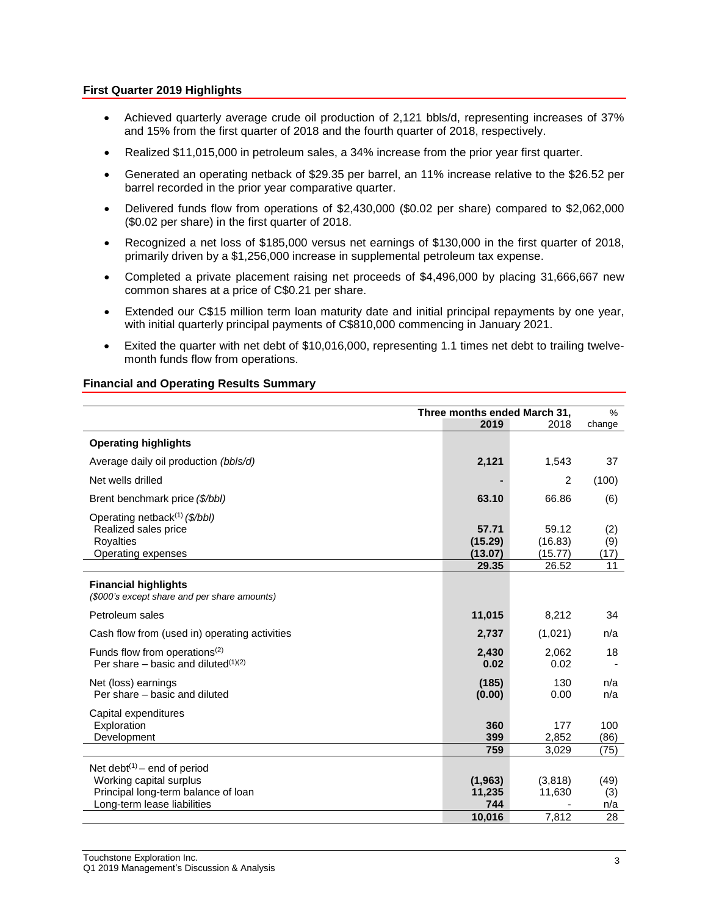## First Quarter 2019 Highlights

- Achieved quarterly average crude oil production of 2,121 bbls/d, representing increases of 37% and 15% from the first quarter of 2018 and the fourth quarter of 2018, respectively.
- Realized $11,015,000 in petroleum sales, a 34% increase from the prior year first quarter.
- Generated an operating netback of $29.35 per barrel, an 11% increase relative to the $26.52 per barrel recorded in the prior year comparative quarter.
- Delivered funds flow from operations of $2,430,000 ($0.02 per share) compared to $2,062,000 ($0.02 per share) in the first quarter of 2018.
- Recognized a net loss of $185,000 versus net earnings of $130,000 in the first quarter of 2018, primarily driven by a $1,256,000 increase in supplemental petroleum tax expense.
- Completed a private placement raising net proceeds of $4,496,000 by placing 31,666,667 new common shares at a price of C$0.21 per share.
- Extended our C$15 million term loan maturity date and initial principal repayments by one year, with initial quarterly principal payments of C$810,000 commencing in January 2021.
- Exited the quarter with net debt of $10,016,000, representing 1.1 times net debt to trailing twelve-month funds flow from operations.

## Financial and Operating Results Summary

| | Three months ended March 31, | | % |
|---|---|---|---|
| | **2019** | 2018 | change |
| **Operating highlights** | | | |
| Average daily oil production *(bbls/d)* | **2,121** | 1,543 | 37 |
| Net wells drilled | **-** | 2 | (100) |
| Brent benchmark price *($/bbl)* | **63.10** | 66.86 | (6) |
| Operating netback[(1)] *($/bbl)* | | | |
| Realized sales price | **57.71** | 59.12 | (2) |
| Royalties | **(15.29)** | (16.83) | (9) |
| Operating expenses | **(13.07)** | (15.77) | (17) |
| | **29.35** | 26.52 | 11 |
| **Financial highlights** *($000's except share and per share amounts)* | | | |
| Petroleum sales | **11,015** | 8,212 | 34 |
| Cash flow from (used in) operating activities | **2,737** | (1,021) | n/a |
| Funds flow from operations[(2)] | **2,430** | 2,062 | 18 |
| Per share – basic and diluted[(1)(2)] | **0.02** | 0.02 | - |
| Net (loss) earnings | **(185)** | 130 | n/a |
| Per share – basic and diluted | **(0.00)** | 0.00 | n/a |
| Capital expenditures | | | |
| Exploration | **360** | 177 | 100 |
| Development | **399** | 2,852 | (86) |
| | **759** | 3,029 | (75) |
| Net debt[(1)] – end of period | | | |
| Working capital surplus | **(1,963)** | (3,818) | (49) |
| Principal long-term balance of loan | **11,235** | 11,630 | (3) |
| Long-term lease liabilities | **744** | - | n/a |
| | **10,016** | 7,812 | 28 |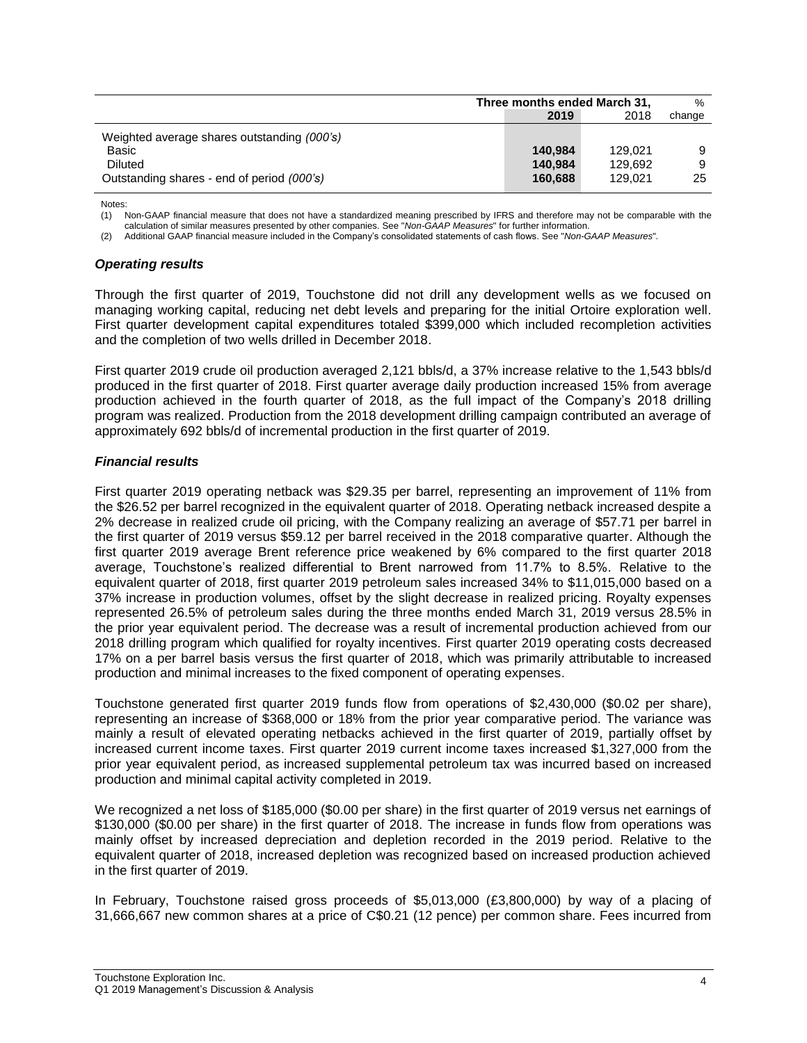| | Three months ended March 31, | | % |
|---|---|---|---|
| | **2019** | 2018 | change |
| Weighted average shares outstanding *(000's)* | | | |
| Basic | **140,984** | 129,021 | 9 |
| Diluted | **140,984** | 129,692 | 9 |
| Outstanding shares - end of period *(000's)* | **160,688** | 129,021 | 25 |

Notes:
(1) Non-GAAP financial measure that does not have a standardized meaning prescribed by IFRS and therefore may not be comparable with the calculation of similar measures presented by other companies. See "*Non-GAAP Measures*" for further information.
(2) Additional GAAP financial measure included in the Company's consolidated statements of cash flows. See "*Non-GAAP Measures*".

### *Operating results*

Through the first quarter of 2019, Touchstone did not drill any development wells as we focused on managing working capital, reducing net debt levels and preparing for the initial Ortoire exploration well. First quarter development capital expenditures totaled $399,000 which included recompletion activities and the completion of two wells drilled in December 2018.

First quarter 2019 crude oil production averaged 2,121 bbls/d, a 37% increase relative to the 1,543 bbls/d produced in the first quarter of 2018. First quarter average daily production increased 15% from average production achieved in the fourth quarter of 2018, as the full impact of the Company's 2018 drilling program was realized. Production from the 2018 development drilling campaign contributed an average of approximately 692 bbls/d of incremental production in the first quarter of 2019.

### *Financial results*

First quarter 2019 operating netback was $29.35 per barrel, representing an improvement of 11% from the $26.52 per barrel recognized in the equivalent quarter of 2018. Operating netback increased despite a 2% decrease in realized crude oil pricing, with the Company realizing an average of $57.71 per barrel in the first quarter of 2019 versus $59.12 per barrel received in the 2018 comparative quarter. Although the first quarter 2019 average Brent reference price weakened by 6% compared to the first quarter 2018 average, Touchstone's realized differential to Brent narrowed from 11.7% to 8.5%. Relative to the equivalent quarter of 2018, first quarter 2019 petroleum sales increased 34% to $11,015,000 based on a 37% increase in production volumes, offset by the slight decrease in realized pricing. Royalty expenses represented 26.5% of petroleum sales during the three months ended March 31, 2019 versus 28.5% in the prior year equivalent period. The decrease was a result of incremental production achieved from our 2018 drilling program which qualified for royalty incentives. First quarter 2019 operating costs decreased 17% on a per barrel basis versus the first quarter of 2018, which was primarily attributable to increased production and minimal increases to the fixed component of operating expenses.

Touchstone generated first quarter 2019 funds flow from operations of $2,430,000 ($0.02 per share), representing an increase of $368,000 or 18% from the prior year comparative period. The variance was mainly a result of elevated operating netbacks achieved in the first quarter of 2019, partially offset by increased current income taxes. First quarter 2019 current income taxes increased $1,327,000 from the prior year equivalent period, as increased supplemental petroleum tax was incurred based on increased production and minimal capital activity completed in 2019.

We recognized a net loss of $185,000 ($0.00 per share) in the first quarter of 2019 versus net earnings of $130,000 ($0.00 per share) in the first quarter of 2018. The increase in funds flow from operations was mainly offset by increased depreciation and depletion recorded in the 2019 period. Relative to the equivalent quarter of 2018, increased depletion was recognized based on increased production achieved in the first quarter of 2019.

In February, Touchstone raised gross proceeds of $5,013,000 (£3,800,000) by way of a placing of 31,666,667 new common shares at a price of C$0.21 (12 pence) per common share. Fees incurred from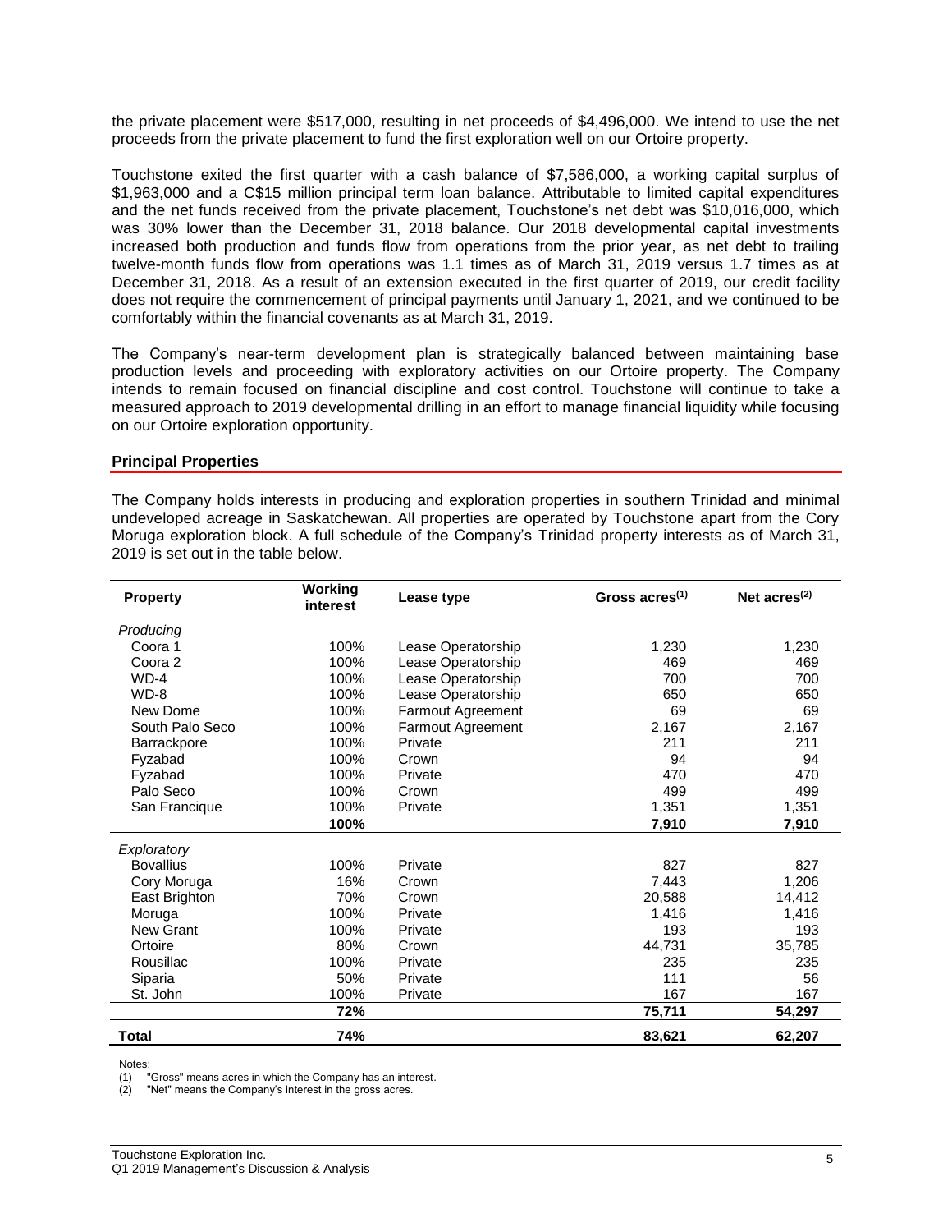the private placement were $517,000, resulting in net proceeds of $4,496,000. We intend to use the net proceeds from the private placement to fund the first exploration well on our Ortoire property.

Touchstone exited the first quarter with a cash balance of $7,586,000, a working capital surplus of $1,963,000 and a C$15 million principal term loan balance. Attributable to limited capital expenditures and the net funds received from the private placement, Touchstone's net debt was $10,016,000, which was 30% lower than the December 31, 2018 balance. Our 2018 developmental capital investments increased both production and funds flow from operations from the prior year, as net debt to trailing twelve-month funds flow from operations was 1.1 times as of March 31, 2019 versus 1.7 times as at December 31, 2018. As a result of an extension executed in the first quarter of 2019, our credit facility does not require the commencement of principal payments until January 1, 2021, and we continued to be comfortably within the financial covenants as at March 31, 2019.

The Company's near-term development plan is strategically balanced between maintaining base production levels and proceeding with exploratory activities on our Ortoire property. The Company intends to remain focused on financial discipline and cost control. Touchstone will continue to take a measured approach to 2019 developmental drilling in an effort to manage financial liquidity while focusing on our Ortoire exploration opportunity.

## Principal Properties

The Company holds interests in producing and exploration properties in southern Trinidad and minimal undeveloped acreage in Saskatchewan. All properties are operated by Touchstone apart from the Cory Moruga exploration block. A full schedule of the Company's Trinidad property interests as of March 31, 2019 is set out in the table below.

| Property | Working interest | Lease type | Gross acres[(1)] | Net acres[(2)] |
|---|---|---|---|---|
| *Producing* | | | | |
| Coora 1 | 100% | Lease Operatorship | 1,230 | 1,230 |
| Coora 2 | 100% | Lease Operatorship | 469 | 469 |
| WD-4 | 100% | Lease Operatorship | 700 | 700 |
| WD-8 | 100% | Lease Operatorship | 650 | 650 |
| New Dome | 100% | Farmout Agreement | 69 | 69 |
| South Palo Seco | 100% | Farmout Agreement | 2,167 | 2,167 |
| Barrackpore | 100% | Private | 211 | 211 |
| Fyzabad | 100% | Crown | 94 | 94 |
| Fyzabad | 100% | Private | 470 | 470 |
| Palo Seco | 100% | Crown | 499 | 499 |
| San Francique | 100% | Private | 1,351 | 1,351 |
| | **100%** | | **7,910** | **7,910** |
| *Exploratory* | | | | |
| Bovallius | 100% | Private | 827 | 827 |
| Cory Moruga | 16% | Crown | 7,443 | 1,206 |
| East Brighton | 70% | Crown | 20,588 | 14,412 |
| Moruga | 100% | Private | 1,416 | 1,416 |
| New Grant | 100% | Private | 193 | 193 |
| Ortoire | 80% | Crown | 44,731 | 35,785 |
| Rousillac | 100% | Private | 235 | 235 |
| Siparia | 50% | Private | 111 | 56 |
| St. John | 100% | Private | 167 | 167 |
| | **72%** | | **75,711** | **54,297** |
| **Total** | **74%** | | **83,621** | **62,207** |

Notes:
(1) "Gross" means acres in which the Company has an interest.
(2) "Net" means the Company's interest in the gross acres.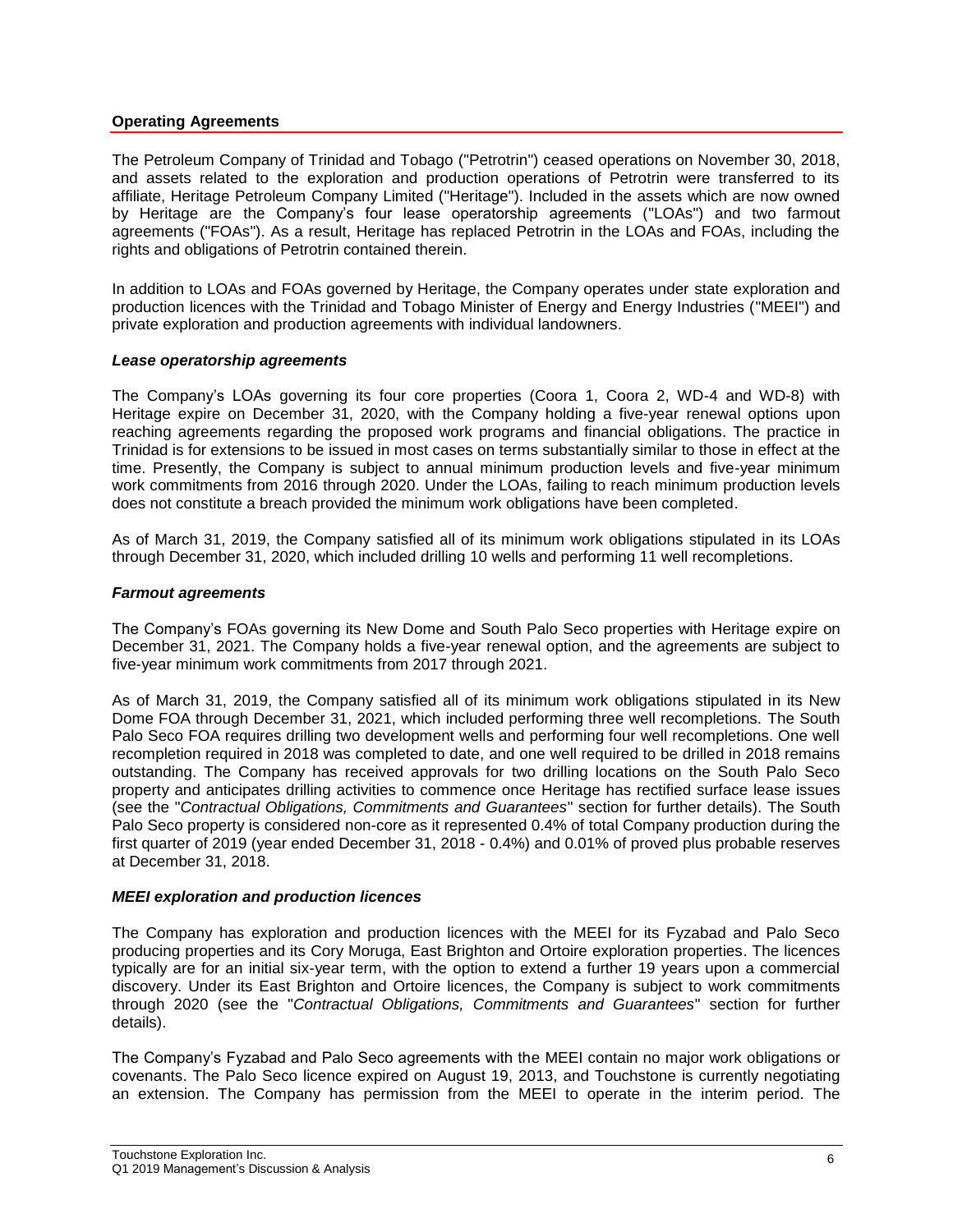## Operating Agreements

The Petroleum Company of Trinidad and Tobago ("Petrotrin") ceased operations on November 30, 2018, and assets related to the exploration and production operations of Petrotrin were transferred to its affiliate, Heritage Petroleum Company Limited ("Heritage"). Included in the assets which are now owned by Heritage are the Company's four lease operatorship agreements ("LOAs") and two farmout agreements ("FOAs"). As a result, Heritage has replaced Petrotrin in the LOAs and FOAs, including the rights and obligations of Petrotrin contained therein.

In addition to LOAs and FOAs governed by Heritage, the Company operates under state exploration and production licences with the Trinidad and Tobago Minister of Energy and Energy Industries ("MEEI") and private exploration and production agreements with individual landowners.

### *Lease operatorship agreements*

The Company's LOAs governing its four core properties (Coora 1, Coora 2, WD-4 and WD-8) with Heritage expire on December 31, 2020, with the Company holding a five-year renewal options upon reaching agreements regarding the proposed work programs and financial obligations. The practice in Trinidad is for extensions to be issued in most cases on terms substantially similar to those in effect at the time. Presently, the Company is subject to annual minimum production levels and five-year minimum work commitments from 2016 through 2020. Under the LOAs, failing to reach minimum production levels does not constitute a breach provided the minimum work obligations have been completed.

As of March 31, 2019, the Company satisfied all of its minimum work obligations stipulated in its LOAs through December 31, 2020, which included drilling 10 wells and performing 11 well recompletions.

### *Farmout agreements*

The Company's FOAs governing its New Dome and South Palo Seco properties with Heritage expire on December 31, 2021. The Company holds a five-year renewal option, and the agreements are subject to five-year minimum work commitments from 2017 through 2021.

As of March 31, 2019, the Company satisfied all of its minimum work obligations stipulated in its New Dome FOA through December 31, 2021, which included performing three well recompletions. The South Palo Seco FOA requires drilling two development wells and performing four well recompletions. One well recompletion required in 2018 was completed to date, and one well required to be drilled in 2018 remains outstanding. The Company has received approvals for two drilling locations on the South Palo Seco property and anticipates drilling activities to commence once Heritage has rectified surface lease issues (see the "*Contractual Obligations, Commitments and Guarantees*" section for further details). The South Palo Seco property is considered non-core as it represented 0.4% of total Company production during the first quarter of 2019 (year ended December 31, 2018 - 0.4%) and 0.01% of proved plus probable reserves at December 31, 2018.

### *MEEI exploration and production licences*

The Company has exploration and production licences with the MEEI for its Fyzabad and Palo Seco producing properties and its Cory Moruga, East Brighton and Ortoire exploration properties. The licences typically are for an initial six-year term, with the option to extend a further 19 years upon a commercial discovery. Under its East Brighton and Ortoire licences, the Company is subject to work commitments through 2020 (see the "*Contractual Obligations, Commitments and Guarantees*" section for further details).

The Company's Fyzabad and Palo Seco agreements with the MEEI contain no major work obligations or covenants. The Palo Seco licence expired on August 19, 2013, and Touchstone is currently negotiating an extension. The Company has permission from the MEEI to operate in the interim period. The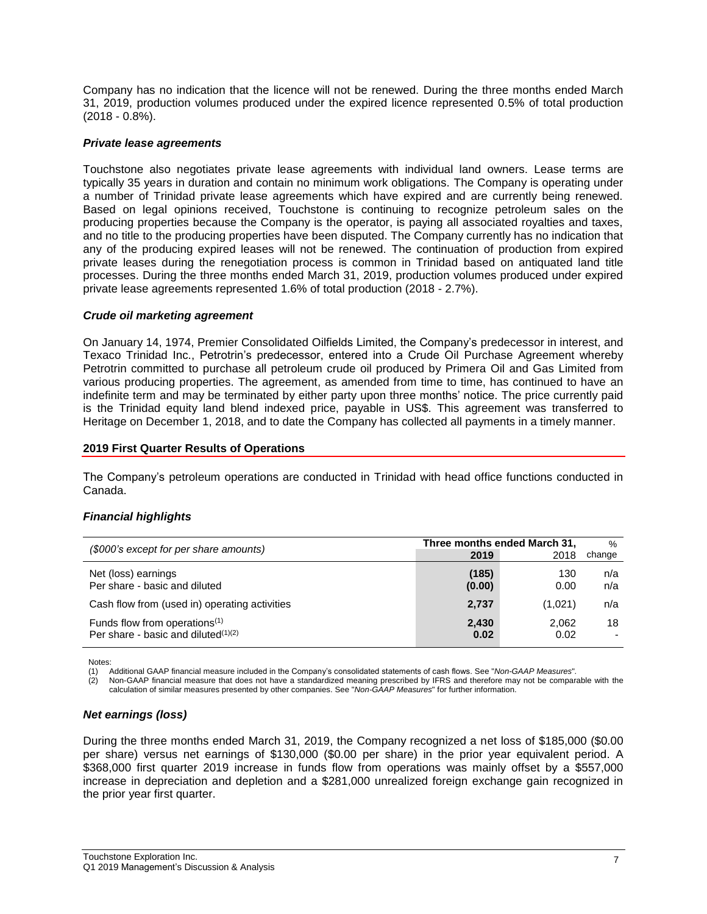Company has no indication that the licence will not be renewed. During the three months ended March 31, 2019, production volumes produced under the expired licence represented 0.5% of total production (2018 - 0.8%).

### *Private lease agreements*

Touchstone also negotiates private lease agreements with individual land owners. Lease terms are typically 35 years in duration and contain no minimum work obligations. The Company is operating under a number of Trinidad private lease agreements which have expired and are currently being renewed. Based on legal opinions received, Touchstone is continuing to recognize petroleum sales on the producing properties because the Company is the operator, is paying all associated royalties and taxes, and no title to the producing properties have been disputed. The Company currently has no indication that any of the producing expired leases will not be renewed. The continuation of production from expired private leases during the renegotiation process is common in Trinidad based on antiquated land title processes. During the three months ended March 31, 2019, production volumes produced under expired private lease agreements represented 1.6% of total production (2018 - 2.7%).

### *Crude oil marketing agreement*

On January 14, 1974, Premier Consolidated Oilfields Limited, the Company's predecessor in interest, and Texaco Trinidad Inc., Petrotrin's predecessor, entered into a Crude Oil Purchase Agreement whereby Petrotrin committed to purchase all petroleum crude oil produced by Primera Oil and Gas Limited from various producing properties. The agreement, as amended from time to time, has continued to have an indefinite term and may be terminated by either party upon three months' notice. The price currently paid is the Trinidad equity land blend indexed price, payable in US$. This agreement was transferred to Heritage on December 1, 2018, and to date the Company has collected all payments in a timely manner.

## 2019 First Quarter Results of Operations

The Company's petroleum operations are conducted in Trinidad with head office functions conducted in Canada.

### *Financial highlights*

| *($000's except for per share amounts)* | Three months ended March 31, 2019 | 2018 | % change |
|---|---|---|---|
| Net (loss) earnings | **(185)** | 130 | n/a |
| Per share - basic and diluted | **(0.00)** | 0.00 | n/a |
| Cash flow from (used in) operating activities | **2,737** | (1,021) | n/a |
| Funds flow from operations[1] | **2,430** | 2,062 | 18 |
| Per share - basic and diluted[1][2] | **0.02** | 0.02 | - |

Notes:
(1) Additional GAAP financial measure included in the Company's consolidated statements of cash flows. See "*Non-GAAP Measures*".
(2) Non-GAAP financial measure that does not have a standardized meaning prescribed by IFRS and therefore may not be comparable with the calculation of similar measures presented by other companies. See "*Non-GAAP Measures*" for further information.

### *Net earnings (loss)*

During the three months ended March 31, 2019, the Company recognized a net loss of $185,000 ($0.00 per share) versus net earnings of $130,000 ($0.00 per share) in the prior year equivalent period. A $368,000 first quarter 2019 increase in funds flow from operations was mainly offset by a $557,000 increase in depreciation and depletion and a $281,000 unrealized foreign exchange gain recognized in the prior year first quarter.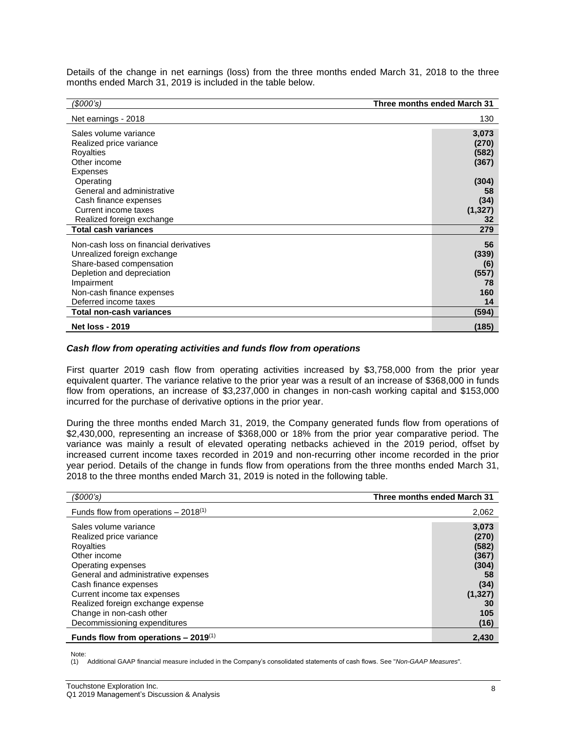Details of the change in net earnings (loss) from the three months ended March 31, 2018 to the three months ended March 31, 2019 is included in the table below.

| *($000's)* | **Three months ended March 31** |
|---|---|
| Net earnings - 2018 | 130 |
| Sales volume variance | **3,073** |
| Realized price variance | **(270)** |
| Royalties | **(582)** |
| Other income | **(367)** |
| Expenses | |
| Operating | **(304)** |
| General and administrative | **58** |
| Cash finance expenses | **(34)** |
| Current income taxes | **(1,327)** |
| Realized foreign exchange | **32** |
| **Total cash variances** | **279** |
| Non-cash loss on financial derivatives | **56** |
| Unrealized foreign exchange | **(339)** |
| Share-based compensation | **(6)** |
| Depletion and depreciation | **(557)** |
| Impairment | **78** |
| Non-cash finance expenses | **160** |
| Deferred income taxes | **14** |
| **Total non-cash variances** | **(594)** |
| **Net loss - 2019** | **(185)** |

### *Cash flow from operating activities and funds flow from operations*

First quarter 2019 cash flow from operating activities increased by $3,758,000 from the prior year equivalent quarter. The variance relative to the prior year was a result of an increase of $368,000 in funds flow from operations, an increase of $3,237,000 in changes in non-cash working capital and $153,000 incurred for the purchase of derivative options in the prior year.

During the three months ended March 31, 2019, the Company generated funds flow from operations of $2,430,000, representing an increase of $368,000 or 18% from the prior year comparative period. The variance was mainly a result of elevated operating netbacks achieved in the 2019 period, offset by increased current income taxes recorded in 2019 and non-recurring other income recorded in the prior year period. Details of the change in funds flow from operations from the three months ended March 31, 2018 to the three months ended March 31, 2019 is noted in the following table.

| *($000's)* | **Three months ended March 31** |
|---|---|
| Funds flow from operations – 2018[(1)] | 2,062 |
| Sales volume variance | **3,073** |
| Realized price variance | **(270)** |
| Royalties | **(582)** |
| Other income | **(367)** |
| Operating expenses | **(304)** |
| General and administrative expenses | **58** |
| Cash finance expenses | **(34)** |
| Current income tax expenses | **(1,327)** |
| Realized foreign exchange expense | **30** |
| Change in non-cash other | **105** |
| Decommissioning expenditures | **(16)** |
| **Funds flow from operations – 2019**[(1)] | **2,430** |

Note:
(1) Additional GAAP financial measure included in the Company's consolidated statements of cash flows. See "*Non-GAAP Measures*".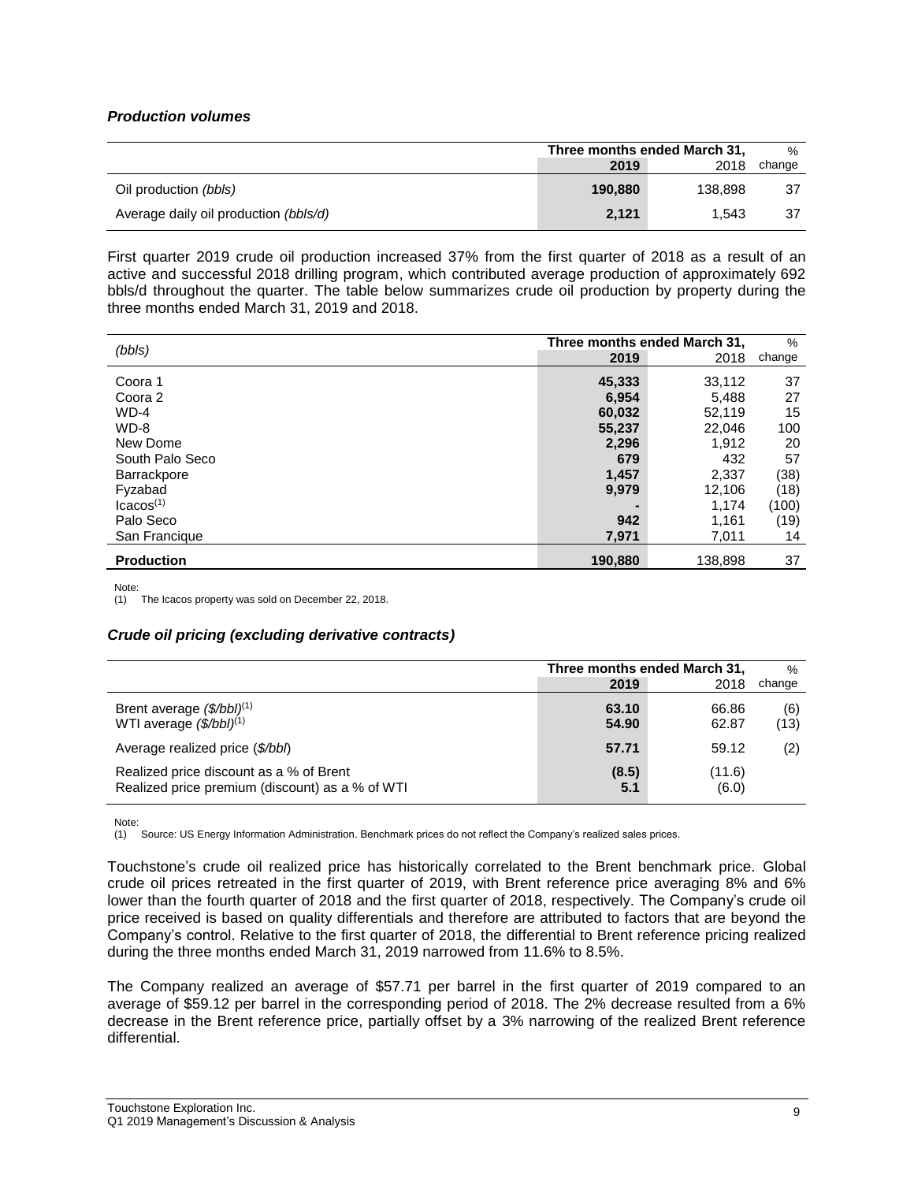### *Production volumes*

| | Three months ended March 31, | | % |
|---|---|---|---|
| | **2019** | 2018 | change |
| Oil production *(bbls)* | **190,880** | 138,898 | 37 |
| Average daily oil production *(bbls/d)* | **2,121** | 1,543 | 37 |

First quarter 2019 crude oil production increased 37% from the first quarter of 2018 as a result of an active and successful 2018 drilling program, which contributed average production of approximately 692 bbls/d throughout the quarter. The table below summarizes crude oil production by property during the three months ended March 31, 2019 and 2018.

| *(bbls)* | Three months ended March 31, | | % |
|---|---|---|---|
| | **2019** | 2018 | change |
| Coora 1 | **45,333** | 33,112 | 37 |
| Coora 2 | **6,954** | 5,488 | 27 |
| WD-4 | **60,032** | 52,119 | 15 |
| WD-8 | **55,237** | 22,046 | 100 |
| New Dome | **2,296** | 1,912 | 20 |
| South Palo Seco | **679** | 432 | 57 |
| Barrackpore | **1,457** | 2,337 | (38) |
| Fyzabad | **9,979** | 12,106 | (18) |
| Icacos[(1)] | **-** | 1,174 | (100) |
| Palo Seco | **942** | 1,161 | (19) |
| San Francique | **7,971** | 7,011 | 14 |
| **Production** | **190,880** | 138,898 | 37 |

Note:
(1) The Icacos property was sold on December 22, 2018.

### *Crude oil pricing (excluding derivative contracts)*

| | Three months ended March 31, | | % |
|---|---|---|---|
| | **2019** | 2018 | change |
| Brent average *($/bbl)*[(1)] | **63.10** | 66.86 | (6) |
| WTI average *($/bbl)*[(1)] | **54.90** | 62.87 | (13) |
| Average realized price (*$/bbl*) | **57.71** | 59.12 | (2) |
| Realized price discount as a % of Brent | **(8.5)** | (11.6) | |
| Realized price premium (discount) as a % of WTI | **5.1** | (6.0) | |

Note:
(1) Source: US Energy Information Administration. Benchmark prices do not reflect the Company's realized sales prices.

Touchstone's crude oil realized price has historically correlated to the Brent benchmark price. Global crude oil prices retreated in the first quarter of 2019, with Brent reference price averaging 8% and 6% lower than the fourth quarter of 2018 and the first quarter of 2018, respectively. The Company's crude oil price received is based on quality differentials and therefore are attributed to factors that are beyond the Company's control. Relative to the first quarter of 2018, the differential to Brent reference pricing realized during the three months ended March 31, 2019 narrowed from 11.6% to 8.5%.

The Company realized an average of $57.71 per barrel in the first quarter of 2019 compared to an average of $59.12 per barrel in the corresponding period of 2018. The 2% decrease resulted from a 6% decrease in the Brent reference price, partially offset by a 3% narrowing of the realized Brent reference differential.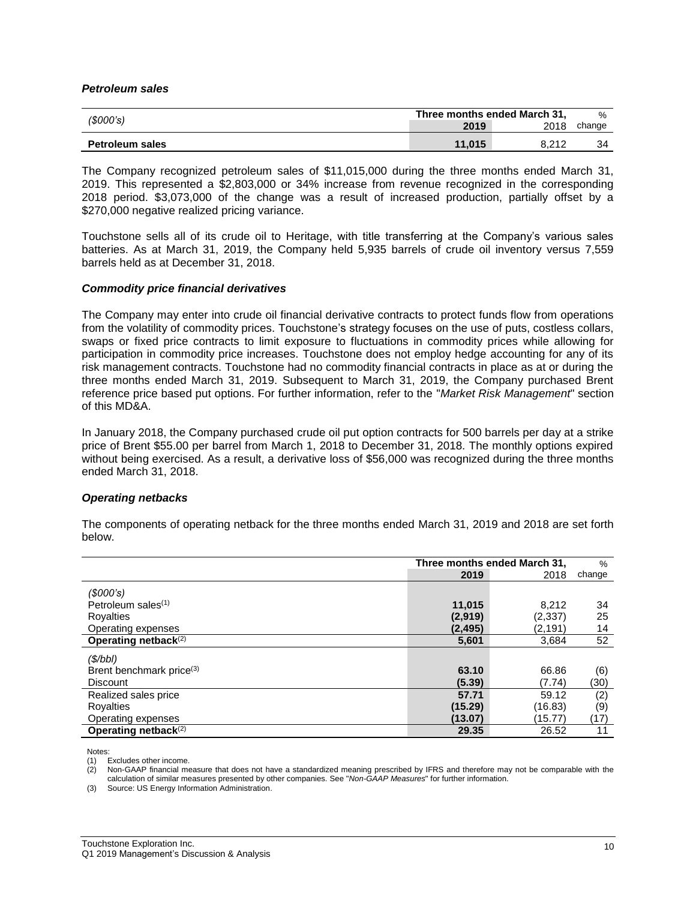### *Petroleum sales*

| *($000's)* | Three months ended March 31, | | % |
|---|---|---|---|
| | **2019** | 2018 | change |
| **Petroleum sales** | **11,015** | 8,212 | 34 |

The Company recognized petroleum sales of $11,015,000 during the three months ended March 31, 2019. This represented a $2,803,000 or 34% increase from revenue recognized in the corresponding 2018 period. $3,073,000 of the change was a result of increased production, partially offset by a $270,000 negative realized pricing variance.

Touchstone sells all of its crude oil to Heritage, with title transferring at the Company's various sales batteries. As at March 31, 2019, the Company held 5,935 barrels of crude oil inventory versus 7,559 barrels held as at December 31, 2018.

### *Commodity price financial derivatives*

The Company may enter into crude oil financial derivative contracts to protect funds flow from operations from the volatility of commodity prices. Touchstone's strategy focuses on the use of puts, costless collars, swaps or fixed price contracts to limit exposure to fluctuations in commodity prices while allowing for participation in commodity price increases. Touchstone does not employ hedge accounting for any of its risk management contracts. Touchstone had no commodity financial contracts in place as at or during the three months ended March 31, 2019. Subsequent to March 31, 2019, the Company purchased Brent reference price based put options. For further information, refer to the "*Market Risk Management*" section of this MD&A.

In January 2018, the Company purchased crude oil put option contracts for 500 barrels per day at a strike price of Brent $55.00 per barrel from March 1, 2018 to December 31, 2018. The monthly options expired without being exercised. As a result, a derivative loss of $56,000 was recognized during the three months ended March 31, 2018.

### *Operating netbacks*

The components of operating netback for the three months ended March 31, 2019 and 2018 are set forth below.

| | Three months ended March 31, | | % |
|---|---|---|---|
| | **2019** | 2018 | change |
| *($000's)* | | | |
| Petroleum sales[(1)] | **11,015** | 8,212 | 34 |
| Royalties | **(2,919)** | (2,337) | 25 |
| Operating expenses | **(2,495)** | (2,191) | 14 |
| **Operating netback**[(2)] | **5,601** | 3,684 | 52 |
| *($/bbl)* | | | |
| Brent benchmark price[(3)] | **63.10** | 66.86 | (6) |
| Discount | **(5.39)** | (7.74) | (30) |
| Realized sales price | **57.71** | 59.12 | (2) |
| Royalties | **(15.29)** | (16.83) | (9) |
| Operating expenses | **(13.07)** | (15.77) | (17) |
| **Operating netback**[(2)] | **29.35** | 26.52 | 11 |

Notes:
(1) Excludes other income.
(2) Non-GAAP financial measure that does not have a standardized meaning prescribed by IFRS and therefore may not be comparable with the calculation of similar measures presented by other companies. See "*Non-GAAP Measures*" for further information.
(3) Source: US Energy Information Administration.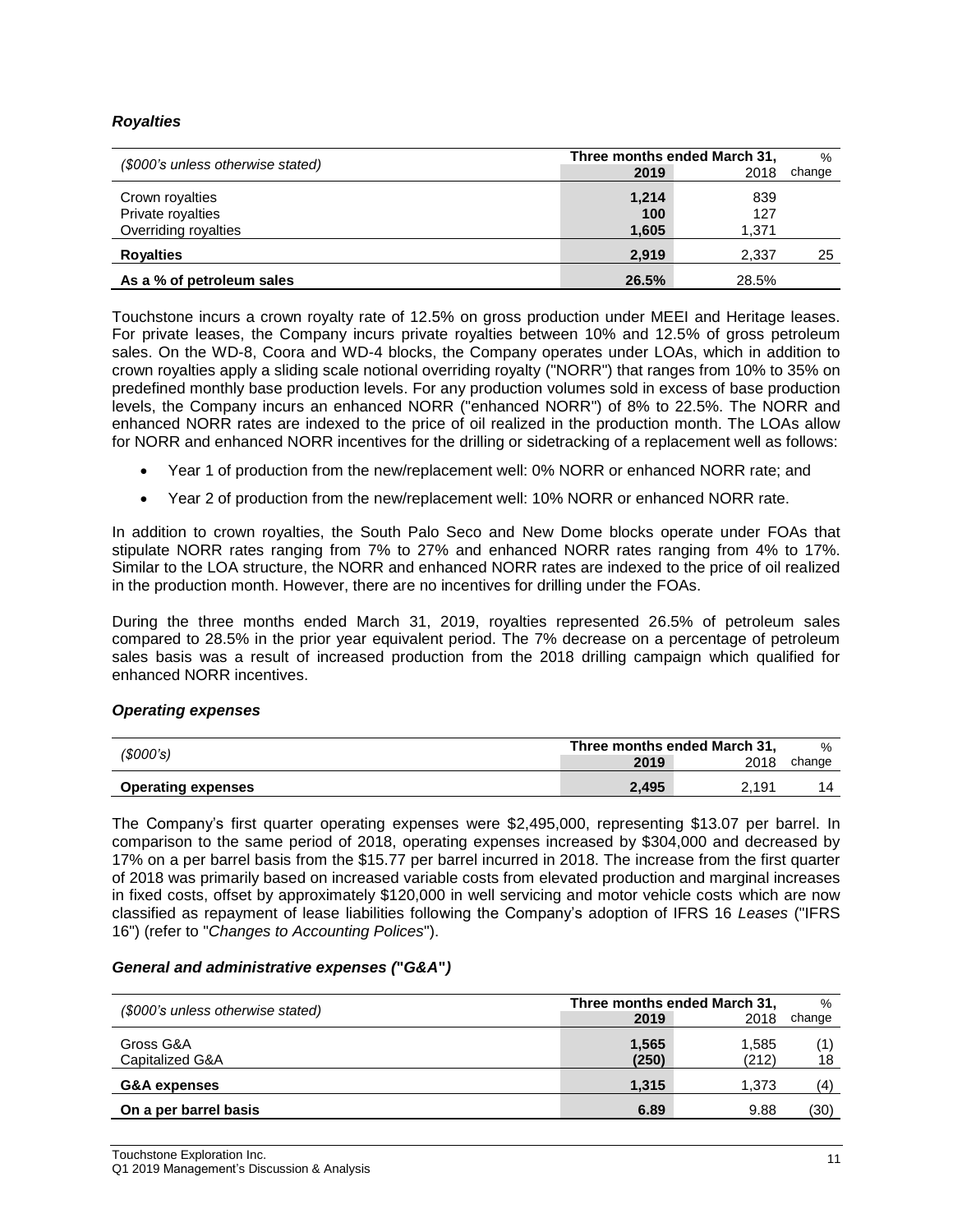### *Royalties*

| *($000's unless otherwise stated)* | Three months ended March 31, 2019 | 2018 | % change |
|---|---|---|---|
| Crown royalties | **1,214** | 839 | |
| Private royalties | **100** | 127 | |
| Overriding royalties | **1,605** | 1,371 | |
| **Royalties** | **2,919** | 2,337 | 25 |
| **As a % of petroleum sales** | **26.5%** | 28.5% | |

Touchstone incurs a crown royalty rate of 12.5% on gross production under MEEI and Heritage leases. For private leases, the Company incurs private royalties between 10% and 12.5% of gross petroleum sales. On the WD-8, Coora and WD-4 blocks, the Company operates under LOAs, which in addition to crown royalties apply a sliding scale notional overriding royalty ("NORR") that ranges from 10% to 35% on predefined monthly base production levels. For any production volumes sold in excess of base production levels, the Company incurs an enhanced NORR ("enhanced NORR") of 8% to 22.5%. The NORR and enhanced NORR rates are indexed to the price of oil realized in the production month. The LOAs allow for NORR and enhanced NORR incentives for the drilling or sidetracking of a replacement well as follows:

- Year 1 of production from the new/replacement well: 0% NORR or enhanced NORR rate; and
- Year 2 of production from the new/replacement well: 10% NORR or enhanced NORR rate.

In addition to crown royalties, the South Palo Seco and New Dome blocks operate under FOAs that stipulate NORR rates ranging from 7% to 27% and enhanced NORR rates ranging from 4% to 17%. Similar to the LOA structure, the NORR and enhanced NORR rates are indexed to the price of oil realized in the production month. However, there are no incentives for drilling under the FOAs.

During the three months ended March 31, 2019, royalties represented 26.5% of petroleum sales compared to 28.5% in the prior year equivalent period. The 7% decrease on a percentage of petroleum sales basis was a result of increased production from the 2018 drilling campaign which qualified for enhanced NORR incentives.

### *Operating expenses*

| *($000's)* | Three months ended March 31, 2019 | 2018 | % change |
|---|---|---|---|
| **Operating expenses** | **2,495** | 2,191 | 14 |

The Company's first quarter operating expenses were $2,495,000, representing $13.07 per barrel. In comparison to the same period of 2018, operating expenses increased by $304,000 and decreased by 17% on a per barrel basis from the $15.77 per barrel incurred in 2018. The increase from the first quarter of 2018 was primarily based on increased variable costs from elevated production and marginal increases in fixed costs, offset by approximately $120,000 in well servicing and motor vehicle costs which are now classified as repayment of lease liabilities following the Company's adoption of IFRS 16 *Leases* ("IFRS 16") (refer to "*Changes to Accounting Polices*").

### *General and administrative expenses ("G&A")*

| *($000's unless otherwise stated)* | Three months ended March 31, 2019 | 2018 | % change |
|---|---|---|---|
| Gross G&A | **1,565** | 1,585 | (1) |
| Capitalized G&A | **(250)** | (212) | 18 |
| **G&A expenses** | **1,315** | 1,373 | (4) |
| **On a per barrel basis** | **6.89** | 9.88 | (30) |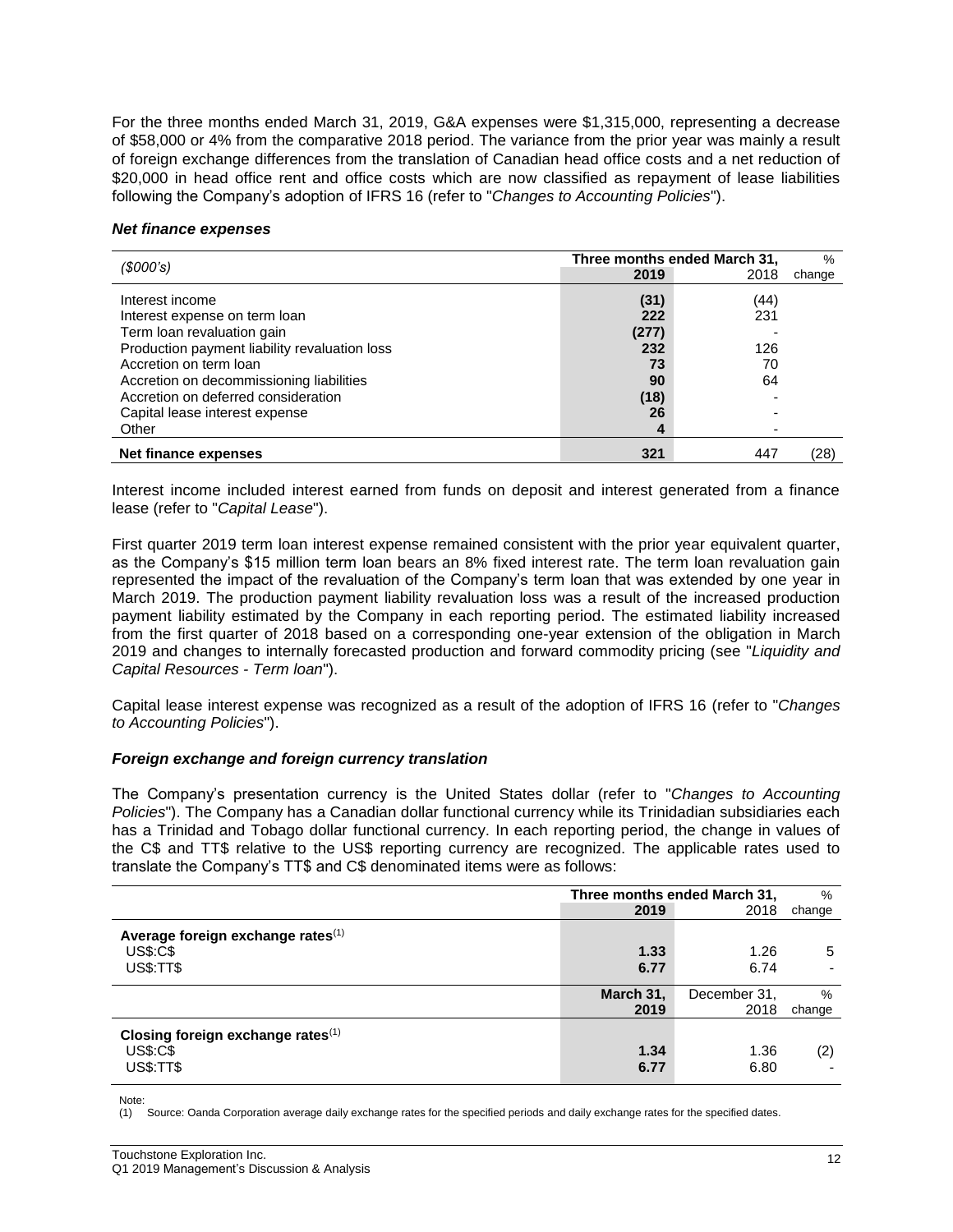For the three months ended March 31, 2019, G&A expenses were $1,315,000, representing a decrease of $58,000 or 4% from the comparative 2018 period. The variance from the prior year was mainly a result of foreign exchange differences from the translation of Canadian head office costs and a net reduction of $20,000 in head office rent and office costs which are now classified as repayment of lease liabilities following the Company's adoption of IFRS 16 (refer to "*Changes to Accounting Policies*").

### *Net finance expenses*

| *($000's)* | Three months ended March 31, | | % |
|---|---|---|---|
| | **2019** | 2018 | change |
| Interest income | **(31)** | (44) | |
| Interest expense on term loan | **222** | 231 | |
| Term loan revaluation gain | **(277)** | - | |
| Production payment liability revaluation loss | **232** | 126 | |
| Accretion on term loan | **73** | 70 | |
| Accretion on decommissioning liabilities | **90** | 64 | |
| Accretion on deferred consideration | **(18)** | - | |
| Capital lease interest expense | **26** | - | |
| Other | **4** | - | |
| **Net finance expenses** | **321** | 447 | (28) |

Interest income included interest earned from funds on deposit and interest generated from a finance lease (refer to "*Capital Lease*").

First quarter 2019 term loan interest expense remained consistent with the prior year equivalent quarter, as the Company's $15 million term loan bears an 8% fixed interest rate. The term loan revaluation gain represented the impact of the revaluation of the Company's term loan that was extended by one year in March 2019. The production payment liability revaluation loss was a result of the increased production payment liability estimated by the Company in each reporting period. The estimated liability increased from the first quarter of 2018 based on a corresponding one-year extension of the obligation in March 2019 and changes to internally forecasted production and forward commodity pricing (see "*Liquidity and Capital Resources - Term loan*").

Capital lease interest expense was recognized as a result of the adoption of IFRS 16 (refer to "*Changes to Accounting Policies*").

### *Foreign exchange and foreign currency translation*

The Company's presentation currency is the United States dollar (refer to "*Changes to Accounting Policies*"). The Company has a Canadian dollar functional currency while its Trinidadian subsidiaries each has a Trinidad and Tobago dollar functional currency. In each reporting period, the change in values of the C$ and TT$ relative to the US$ reporting currency are recognized. The applicable rates used to translate the Company's TT$ and C$ denominated items were as follows:

| | Three months ended March 31, | | % |
|---|---|---|---|
| | **2019** | 2018 | change |
| **Average foreign exchange rates**[1] | | | |
| US$:C$ | **1.33** | 1.26 | 5 |
| US$:TT$ | **6.77** | 6.74 | - |
| | **March 31, 2019** | December 31, 2018 | % change |
| **Closing foreign exchange rates**[1] | | | |
| US$:C$ | **1.34** | 1.36 | (2) |
| US$:TT$ | **6.77** | 6.80 | - |

Note:
(1) Source: Oanda Corporation average daily exchange rates for the specified periods and daily exchange rates for the specified dates.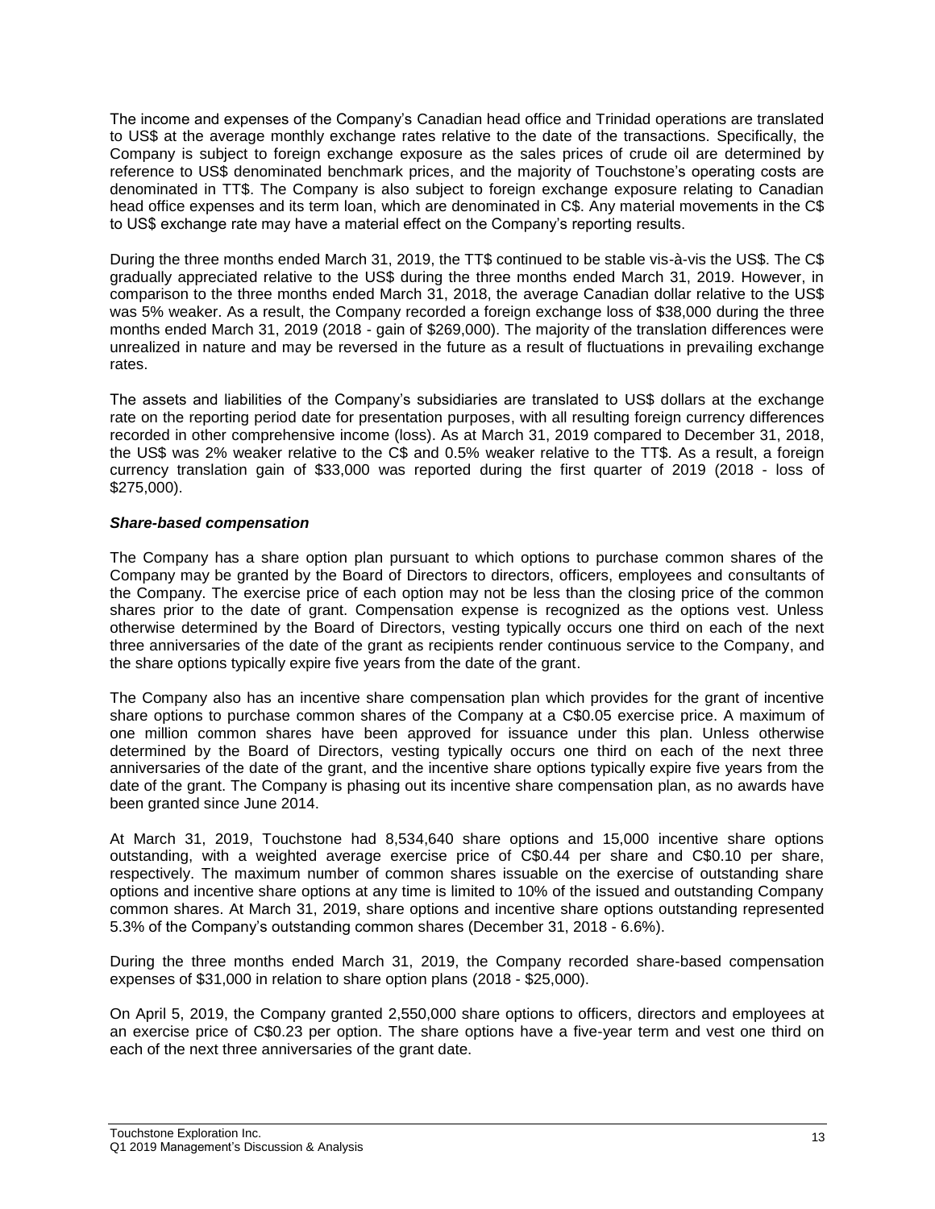The income and expenses of the Company's Canadian head office and Trinidad operations are translated to US$ at the average monthly exchange rates relative to the date of the transactions. Specifically, the Company is subject to foreign exchange exposure as the sales prices of crude oil are determined by reference to US$ denominated benchmark prices, and the majority of Touchstone's operating costs are denominated in TT$. The Company is also subject to foreign exchange exposure relating to Canadian head office expenses and its term loan, which are denominated in C$. Any material movements in the C$ to US$ exchange rate may have a material effect on the Company's reporting results.

During the three months ended March 31, 2019, the TT$ continued to be stable vis-à-vis the US$. The C$ gradually appreciated relative to the US$ during the three months ended March 31, 2019. However, in comparison to the three months ended March 31, 2018, the average Canadian dollar relative to the US$ was 5% weaker. As a result, the Company recorded a foreign exchange loss of $38,000 during the three months ended March 31, 2019 (2018 - gain of $269,000). The majority of the translation differences were unrealized in nature and may be reversed in the future as a result of fluctuations in prevailing exchange rates.

The assets and liabilities of the Company's subsidiaries are translated to US$ dollars at the exchange rate on the reporting period date for presentation purposes, with all resulting foreign currency differences recorded in other comprehensive income (loss). As at March 31, 2019 compared to December 31, 2018, the US$ was 2% weaker relative to the C$ and 0.5% weaker relative to the TT$. As a result, a foreign currency translation gain of $33,000 was reported during the first quarter of 2019 (2018 - loss of $275,000).

***Share-based compensation***

The Company has a share option plan pursuant to which options to purchase common shares of the Company may be granted by the Board of Directors to directors, officers, employees and consultants of the Company. The exercise price of each option may not be less than the closing price of the common shares prior to the date of grant. Compensation expense is recognized as the options vest. Unless otherwise determined by the Board of Directors, vesting typically occurs one third on each of the next three anniversaries of the date of the grant as recipients render continuous service to the Company, and the share options typically expire five years from the date of the grant.

The Company also has an incentive share compensation plan which provides for the grant of incentive share options to purchase common shares of the Company at a C$0.05 exercise price. A maximum of one million common shares have been approved for issuance under this plan. Unless otherwise determined by the Board of Directors, vesting typically occurs one third on each of the next three anniversaries of the date of the grant, and the incentive share options typically expire five years from the date of the grant. The Company is phasing out its incentive share compensation plan, as no awards have been granted since June 2014.

At March 31, 2019, Touchstone had 8,534,640 share options and 15,000 incentive share options outstanding, with a weighted average exercise price of C$0.44 per share and C$0.10 per share, respectively. The maximum number of common shares issuable on the exercise of outstanding share options and incentive share options at any time is limited to 10% of the issued and outstanding Company common shares. At March 31, 2019, share options and incentive share options outstanding represented 5.3% of the Company's outstanding common shares (December 31, 2018 - 6.6%).

During the three months ended March 31, 2019, the Company recorded share-based compensation expenses of $31,000 in relation to share option plans (2018 - $25,000).

On April 5, 2019, the Company granted 2,550,000 share options to officers, directors and employees at an exercise price of C$0.23 per option. The share options have a five-year term and vest one third on each of the next three anniversaries of the grant date.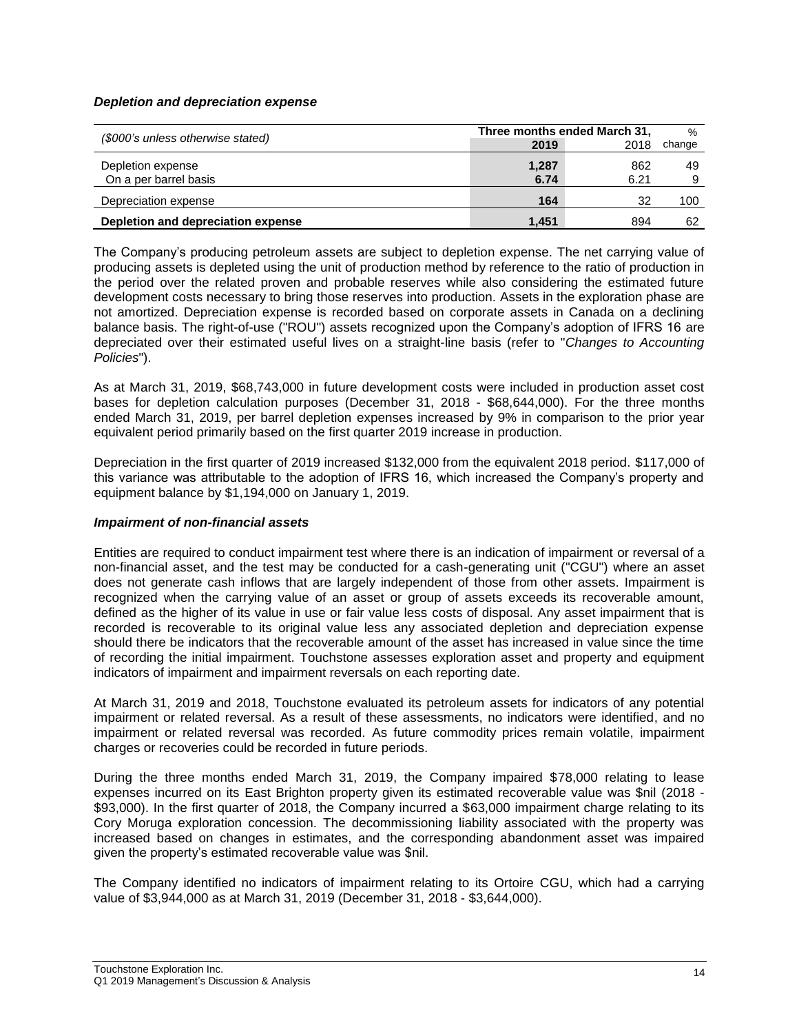### *Depletion and depreciation expense*

| *($000's unless otherwise stated)* | Three months ended March 31, | | % |
|---|---|---|---|
| | **2019** | 2018 | change |
| Depletion expense | **1,287** | 862 | 49 |
| On a per barrel basis | **6.74** | 6.21 | 9 |
| Depreciation expense | **164** | 32 | 100 |
| **Depletion and depreciation expense** | **1,451** | 894 | 62 |

The Company's producing petroleum assets are subject to depletion expense. The net carrying value of producing assets is depleted using the unit of production method by reference to the ratio of production in the period over the related proven and probable reserves while also considering the estimated future development costs necessary to bring those reserves into production. Assets in the exploration phase are not amortized. Depreciation expense is recorded based on corporate assets in Canada on a declining balance basis. The right-of-use ("ROU") assets recognized upon the Company's adoption of IFRS 16 are depreciated over their estimated useful lives on a straight-line basis (refer to "*Changes to Accounting Policies*").

As at March 31, 2019, $68,743,000 in future development costs were included in production asset cost bases for depletion calculation purposes (December 31, 2018 - $68,644,000). For the three months ended March 31, 2019, per barrel depletion expenses increased by 9% in comparison to the prior year equivalent period primarily based on the first quarter 2019 increase in production.

Depreciation in the first quarter of 2019 increased $132,000 from the equivalent 2018 period. $117,000 of this variance was attributable to the adoption of IFRS 16, which increased the Company's property and equipment balance by $1,194,000 on January 1, 2019.

### *Impairment of non-financial assets*

Entities are required to conduct impairment test where there is an indication of impairment or reversal of a non-financial asset, and the test may be conducted for a cash-generating unit ("CGU") where an asset does not generate cash inflows that are largely independent of those from other assets. Impairment is recognized when the carrying value of an asset or group of assets exceeds its recoverable amount, defined as the higher of its value in use or fair value less costs of disposal. Any asset impairment that is recorded is recoverable to its original value less any associated depletion and depreciation expense should there be indicators that the recoverable amount of the asset has increased in value since the time of recording the initial impairment. Touchstone assesses exploration asset and property and equipment indicators of impairment and impairment reversals on each reporting date.

At March 31, 2019 and 2018, Touchstone evaluated its petroleum assets for indicators of any potential impairment or related reversal. As a result of these assessments, no indicators were identified, and no impairment or related reversal was recorded. As future commodity prices remain volatile, impairment charges or recoveries could be recorded in future periods.

During the three months ended March 31, 2019, the Company impaired $78,000 relating to lease expenses incurred on its East Brighton property given its estimated recoverable value was $nil (2018 - $93,000). In the first quarter of 2018, the Company incurred a $63,000 impairment charge relating to its Cory Moruga exploration concession. The decommissioning liability associated with the property was increased based on changes in estimates, and the corresponding abandonment asset was impaired given the property's estimated recoverable value was $nil.

The Company identified no indicators of impairment relating to its Ortoire CGU, which had a carrying value of $3,944,000 as at March 31, 2019 (December 31, 2018 - $3,644,000).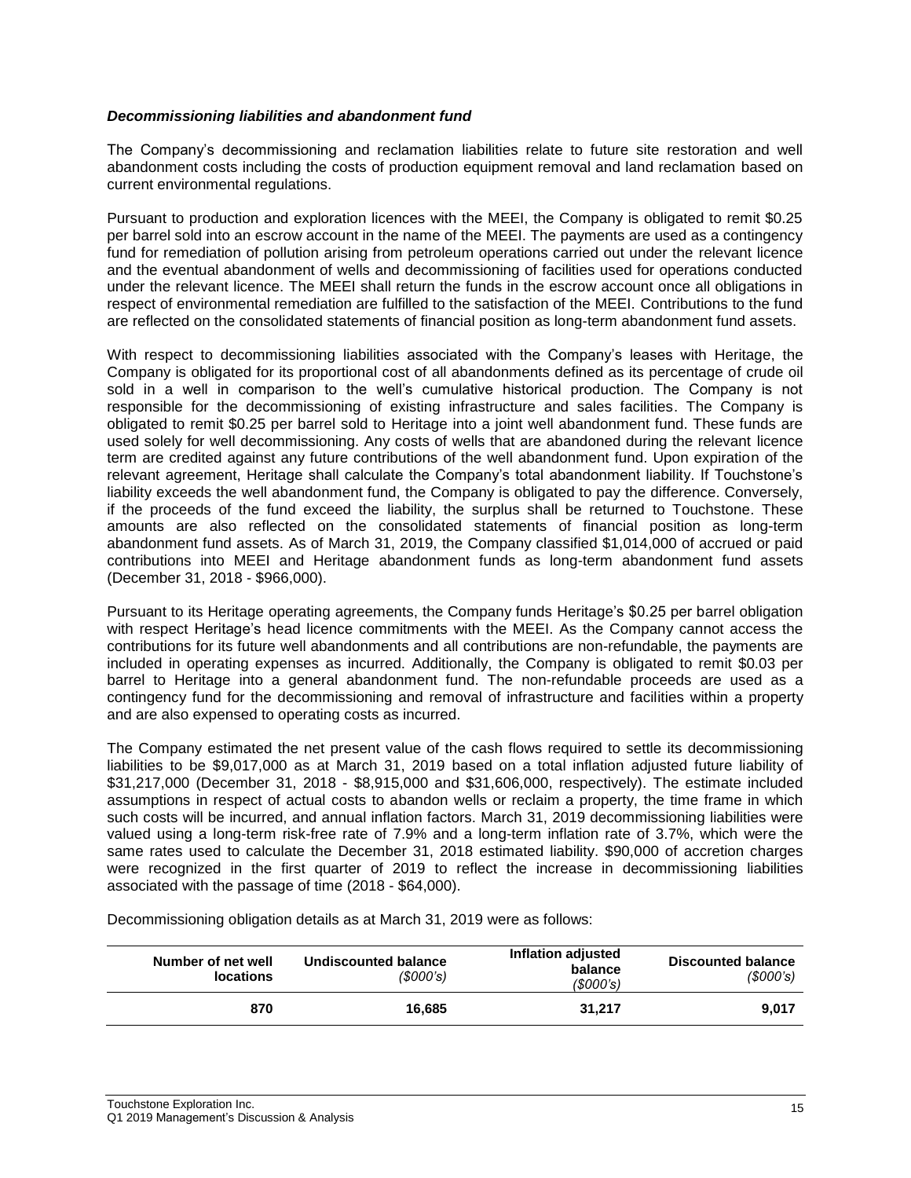### *Decommissioning liabilities and abandonment fund*

The Company's decommissioning and reclamation liabilities relate to future site restoration and well abandonment costs including the costs of production equipment removal and land reclamation based on current environmental regulations.

Pursuant to production and exploration licences with the MEEI, the Company is obligated to remit $0.25 per barrel sold into an escrow account in the name of the MEEI. The payments are used as a contingency fund for remediation of pollution arising from petroleum operations carried out under the relevant licence and the eventual abandonment of wells and decommissioning of facilities used for operations conducted under the relevant licence. The MEEI shall return the funds in the escrow account once all obligations in respect of environmental remediation are fulfilled to the satisfaction of the MEEI. Contributions to the fund are reflected on the consolidated statements of financial position as long-term abandonment fund assets.

With respect to decommissioning liabilities associated with the Company's leases with Heritage, the Company is obligated for its proportional cost of all abandonments defined as its percentage of crude oil sold in a well in comparison to the well's cumulative historical production. The Company is not responsible for the decommissioning of existing infrastructure and sales facilities. The Company is obligated to remit $0.25 per barrel sold to Heritage into a joint well abandonment fund. These funds are used solely for well decommissioning. Any costs of wells that are abandoned during the relevant licence term are credited against any future contributions of the well abandonment fund. Upon expiration of the relevant agreement, Heritage shall calculate the Company's total abandonment liability. If Touchstone's liability exceeds the well abandonment fund, the Company is obligated to pay the difference. Conversely, if the proceeds of the fund exceed the liability, the surplus shall be returned to Touchstone. These amounts are also reflected on the consolidated statements of financial position as long-term abandonment fund assets. As of March 31, 2019, the Company classified $1,014,000 of accrued or paid contributions into MEEI and Heritage abandonment funds as long-term abandonment fund assets (December 31, 2018 - $966,000).

Pursuant to its Heritage operating agreements, the Company funds Heritage's $0.25 per barrel obligation with respect Heritage's head licence commitments with the MEEI. As the Company cannot access the contributions for its future well abandonments and all contributions are non-refundable, the payments are included in operating expenses as incurred. Additionally, the Company is obligated to remit $0.03 per barrel to Heritage into a general abandonment fund. The non-refundable proceeds are used as a contingency fund for the decommissioning and removal of infrastructure and facilities within a property and are also expensed to operating costs as incurred.

The Company estimated the net present value of the cash flows required to settle its decommissioning liabilities to be $9,017,000 as at March 31, 2019 based on a total inflation adjusted future liability of $31,217,000 (December 31, 2018 - $8,915,000 and $31,606,000, respectively). The estimate included assumptions in respect of actual costs to abandon wells or reclaim a property, the time frame in which such costs will be incurred, and annual inflation factors. March 31, 2019 decommissioning liabilities were valued using a long-term risk-free rate of 7.9% and a long-term inflation rate of 3.7%, which were the same rates used to calculate the December 31, 2018 estimated liability. $90,000 of accretion charges were recognized in the first quarter of 2019 to reflect the increase in decommissioning liabilities associated with the passage of time (2018 - $64,000).

Decommissioning obligation details as at March 31, 2019 were as follows:

| Number of net well locations | Undiscounted balance *($000's)* | Inflation adjusted balance *($000's)* | Discounted balance *($000's)* |
|---:|---:|---:|---:|
| **870** | **16,685** | **31,217** | **9,017** |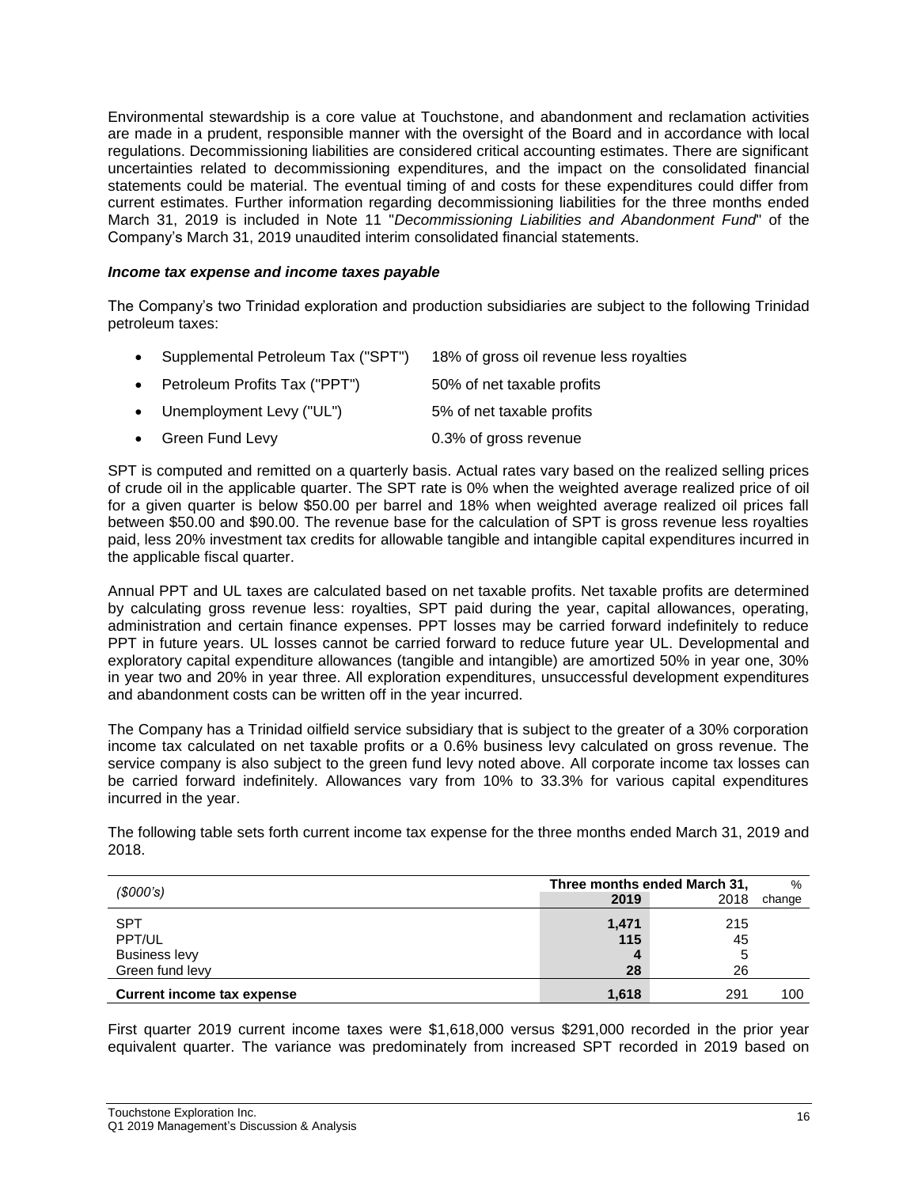Environmental stewardship is a core value at Touchstone, and abandonment and reclamation activities are made in a prudent, responsible manner with the oversight of the Board and in accordance with local regulations. Decommissioning liabilities are considered critical accounting estimates. There are significant uncertainties related to decommissioning expenditures, and the impact on the consolidated financial statements could be material. The eventual timing of and costs for these expenditures could differ from current estimates. Further information regarding decommissioning liabilities for the three months ended March 31, 2019 is included in Note 11 "*Decommissioning Liabilities and Abandonment Fund*" of the Company's March 31, 2019 unaudited interim consolidated financial statements.

***Income tax expense and income taxes payable***

The Company's two Trinidad exploration and production subsidiaries are subject to the following Trinidad petroleum taxes:

- Supplemental Petroleum Tax ("SPT") 18% of gross oil revenue less royalties
- Petroleum Profits Tax ("PPT") 50% of net taxable profits
- Unemployment Levy ("UL") 5% of net taxable profits
- Green Fund Levy 0.3% of gross revenue

SPT is computed and remitted on a quarterly basis. Actual rates vary based on the realized selling prices of crude oil in the applicable quarter. The SPT rate is 0% when the weighted average realized price of oil for a given quarter is below $50.00 per barrel and 18% when weighted average realized oil prices fall between $50.00 and $90.00. The revenue base for the calculation of SPT is gross revenue less royalties paid, less 20% investment tax credits for allowable tangible and intangible capital expenditures incurred in the applicable fiscal quarter.

Annual PPT and UL taxes are calculated based on net taxable profits. Net taxable profits are determined by calculating gross revenue less: royalties, SPT paid during the year, capital allowances, operating, administration and certain finance expenses. PPT losses may be carried forward indefinitely to reduce PPT in future years. UL losses cannot be carried forward to reduce future year UL. Developmental and exploratory capital expenditure allowances (tangible and intangible) are amortized 50% in year one, 30% in year two and 20% in year three. All exploration expenditures, unsuccessful development expenditures and abandonment costs can be written off in the year incurred.

The Company has a Trinidad oilfield service subsidiary that is subject to the greater of a 30% corporation income tax calculated on net taxable profits or a 0.6% business levy calculated on gross revenue. The service company is also subject to the green fund levy noted above. All corporate income tax losses can be carried forward indefinitely. Allowances vary from 10% to 33.3% for various capital expenditures incurred in the year.

The following table sets forth current income tax expense for the three months ended March 31, 2019 and 2018.

| *($000's)* | Three months ended March 31, | | % |
|---|---|---|---|
| | **2019** | 2018 | change |
| SPT | **1,471** | 215 | |
| PPT/UL | **115** | 45 | |
| Business levy | **4** | 5 | |
| Green fund levy | **28** | 26 | |
| **Current income tax expense** | **1,618** | 291 | 100 |

First quarter 2019 current income taxes were $1,618,000 versus $291,000 recorded in the prior year equivalent quarter. The variance was predominately from increased SPT recorded in 2019 based on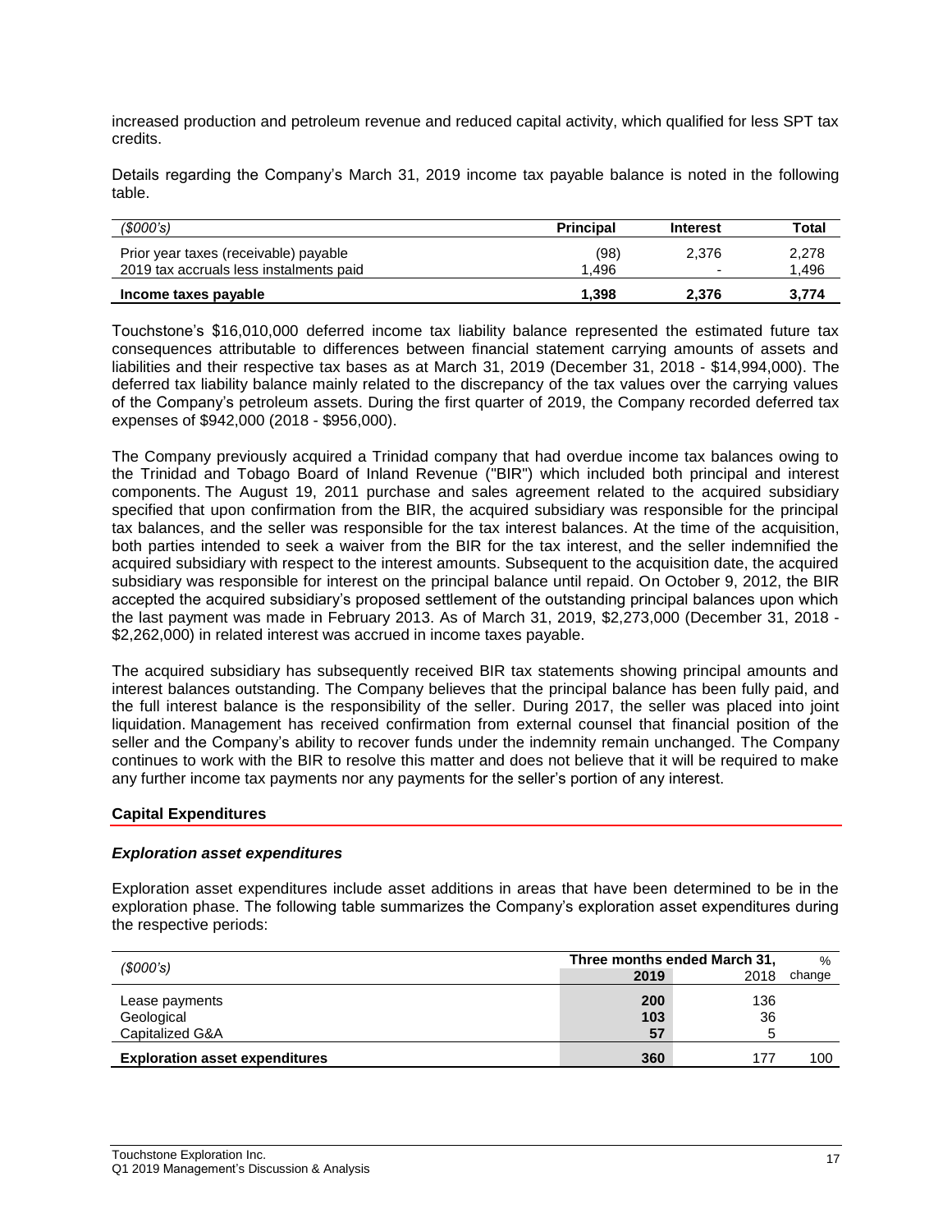increased production and petroleum revenue and reduced capital activity, which qualified for less SPT tax credits.

Details regarding the Company's March 31, 2019 income tax payable balance is noted in the following table.

| *($000's)* | **Principal** | **Interest** | **Total** |
|---|---|---|---|
| Prior year taxes (receivable) payable | (98) | 2,376 | 2,278 |
| 2019 tax accruals less instalments paid | 1,496 | - | 1,496 |
| **Income taxes payable** | **1,398** | **2,376** | **3,774** |

Touchstone's $16,010,000 deferred income tax liability balance represented the estimated future tax consequences attributable to differences between financial statement carrying amounts of assets and liabilities and their respective tax bases as at March 31, 2019 (December 31, 2018 - $14,994,000). The deferred tax liability balance mainly related to the discrepancy of the tax values over the carrying values of the Company's petroleum assets. During the first quarter of 2019, the Company recorded deferred tax expenses of $942,000 (2018 - $956,000).

The Company previously acquired a Trinidad company that had overdue income tax balances owing to the Trinidad and Tobago Board of Inland Revenue ("BIR") which included both principal and interest components. The August 19, 2011 purchase and sales agreement related to the acquired subsidiary specified that upon confirmation from the BIR, the acquired subsidiary was responsible for the principal tax balances, and the seller was responsible for the tax interest balances. At the time of the acquisition, both parties intended to seek a waiver from the BIR for the tax interest, and the seller indemnified the acquired subsidiary with respect to the interest amounts. Subsequent to the acquisition date, the acquired subsidiary was responsible for interest on the principal balance until repaid. On October 9, 2012, the BIR accepted the acquired subsidiary's proposed settlement of the outstanding principal balances upon which the last payment was made in February 2013. As of March 31, 2019, $2,273,000 (December 31, 2018 - $2,262,000) in related interest was accrued in income taxes payable.

The acquired subsidiary has subsequently received BIR tax statements showing principal amounts and interest balances outstanding. The Company believes that the principal balance has been fully paid, and the full interest balance is the responsibility of the seller. During 2017, the seller was placed into joint liquidation. Management has received confirmation from external counsel that financial position of the seller and the Company's ability to recover funds under the indemnity remain unchanged. The Company continues to work with the BIR to resolve this matter and does not believe that it will be required to make any further income tax payments nor any payments for the seller's portion of any interest.

## Capital Expenditures

### *Exploration asset expenditures*

Exploration asset expenditures include asset additions in areas that have been determined to be in the exploration phase. The following table summarizes the Company's exploration asset expenditures during the respective periods:

| *($000's)* | Three months ended March 31, | | % |
|---|---|---|---|
| | **2019** | 2018 | change |
| Lease payments | **200** | 136 | |
| Geological | **103** | 36 | |
| Capitalized G&A | **57** | 5 | |
| **Exploration asset expenditures** | **360** | 177 | 100 |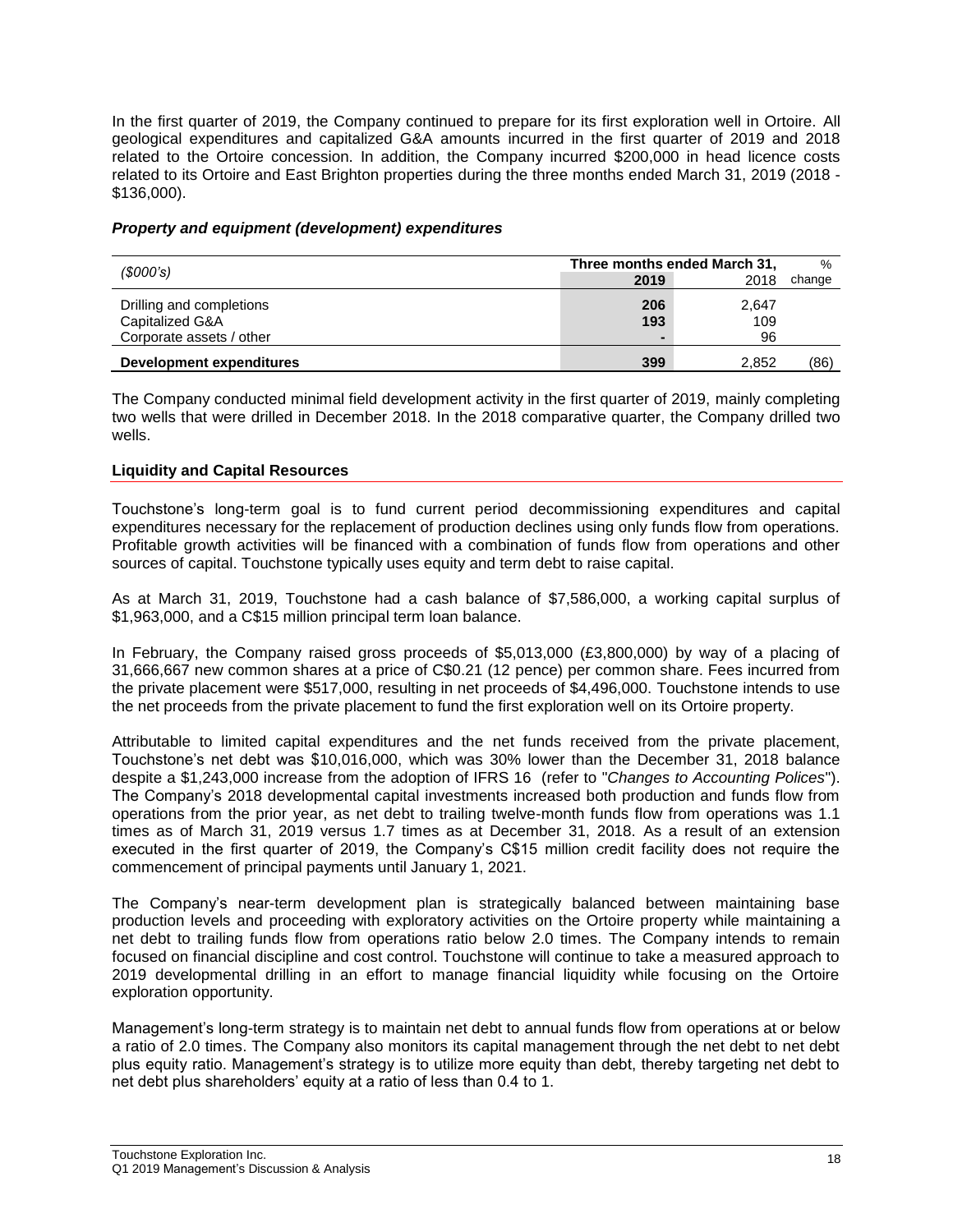In the first quarter of 2019, the Company continued to prepare for its first exploration well in Ortoire. All geological expenditures and capitalized G&A amounts incurred in the first quarter of 2019 and 2018 related to the Ortoire concession. In addition, the Company incurred $200,000 in head licence costs related to its Ortoire and East Brighton properties during the three months ended March 31, 2019 (2018 - $136,000).

### *Property and equipment (development) expenditures*

| *($000's)* | Three months ended March 31, | | % |
|---|---|---|---|
| | **2019** | 2018 | change |
| Drilling and completions | **206** | 2,647 | |
| Capitalized G&A | **193** | 109 | |
| Corporate assets / other | **-** | 96 | |
| **Development expenditures** | **399** | 2,852 | (86) |

The Company conducted minimal field development activity in the first quarter of 2019, mainly completing two wells that were drilled in December 2018. In the 2018 comparative quarter, the Company drilled two wells.

## Liquidity and Capital Resources

Touchstone's long-term goal is to fund current period decommissioning expenditures and capital expenditures necessary for the replacement of production declines using only funds flow from operations. Profitable growth activities will be financed with a combination of funds flow from operations and other sources of capital. Touchstone typically uses equity and term debt to raise capital.

As at March 31, 2019, Touchstone had a cash balance of $7,586,000, a working capital surplus of $1,963,000, and a C$15 million principal term loan balance.

In February, the Company raised gross proceeds of $5,013,000 (£3,800,000) by way of a placing of 31,666,667 new common shares at a price of C$0.21 (12 pence) per common share. Fees incurred from the private placement were $517,000, resulting in net proceeds of $4,496,000. Touchstone intends to use the net proceeds from the private placement to fund the first exploration well on its Ortoire property.

Attributable to limited capital expenditures and the net funds received from the private placement, Touchstone's net debt was $10,016,000, which was 30% lower than the December 31, 2018 balance despite a $1,243,000 increase from the adoption of IFRS 16 (refer to "*Changes to Accounting Polices*"). The Company's 2018 developmental capital investments increased both production and funds flow from operations from the prior year, as net debt to trailing twelve-month funds flow from operations was 1.1 times as of March 31, 2019 versus 1.7 times as at December 31, 2018. As a result of an extension executed in the first quarter of 2019, the Company's C$15 million credit facility does not require the commencement of principal payments until January 1, 2021.

The Company's near-term development plan is strategically balanced between maintaining base production levels and proceeding with exploratory activities on the Ortoire property while maintaining a net debt to trailing funds flow from operations ratio below 2.0 times. The Company intends to remain focused on financial discipline and cost control. Touchstone will continue to take a measured approach to 2019 developmental drilling in an effort to manage financial liquidity while focusing on the Ortoire exploration opportunity.

Management's long-term strategy is to maintain net debt to annual funds flow from operations at or below a ratio of 2.0 times. The Company also monitors its capital management through the net debt to net debt plus equity ratio. Management's strategy is to utilize more equity than debt, thereby targeting net debt to net debt plus shareholders' equity at a ratio of less than 0.4 to 1.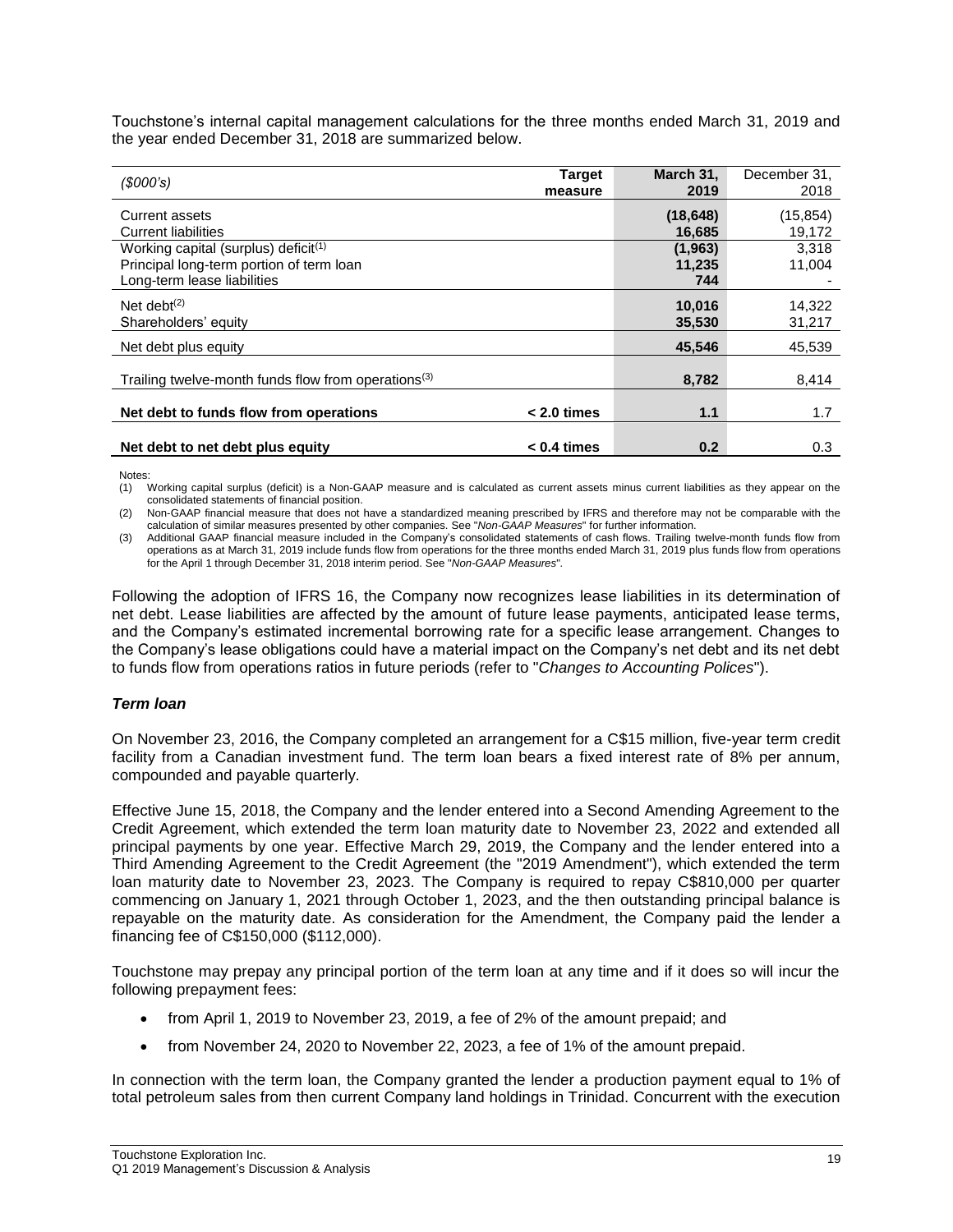Touchstone's internal capital management calculations for the three months ended March 31, 2019 and the year ended December 31, 2018 are summarized below.

| *($000's)* | **Target measure** | **March 31, 2019** | December 31, 2018 |
|---|---|---|---|
| Current assets | | **(18,648)** | (15,854) |
| Current liabilities | | **16,685** | 19,172 |
| Working capital (surplus) deficit[(1)] | | **(1,963)** | 3,318 |
| Principal long-term portion of term loan | | **11,235** | 11,004 |
| Long-term lease liabilities | | **744** | - |
| Net debt[(2)] | | **10,016** | 14,322 |
| Shareholders' equity | | **35,530** | 31,217 |
| Net debt plus equity | | **45,546** | 45,539 |
| Trailing twelve-month funds flow from operations[(3)] | | **8,782** | 8,414 |
| **Net debt to funds flow from operations** | **< 2.0 times** | **1.1** | 1.7 |
| **Net debt to net debt plus equity** | **< 0.4 times** | **0.2** | 0.3 |

Notes:
(1) Working capital surplus (deficit) is a Non-GAAP measure and is calculated as current assets minus current liabilities as they appear on the consolidated statements of financial position.
(2) Non-GAAP financial measure that does not have a standardized meaning prescribed by IFRS and therefore may not be comparable with the calculation of similar measures presented by other companies. See "*Non-GAAP Measures*" for further information.
(3) Additional GAAP financial measure included in the Company's consolidated statements of cash flows. Trailing twelve-month funds flow from operations as at March 31, 2019 include funds flow from operations for the three months ended March 31, 2019 plus funds flow from operations for the April 1 through December 31, 2018 interim period. See "*Non-GAAP Measures*".

Following the adoption of IFRS 16, the Company now recognizes lease liabilities in its determination of net debt. Lease liabilities are affected by the amount of future lease payments, anticipated lease terms, and the Company's estimated incremental borrowing rate for a specific lease arrangement. Changes to the Company's lease obligations could have a material impact on the Company's net debt and its net debt to funds flow from operations ratios in future periods (refer to "*Changes to Accounting Polices*").

### *Term loan*

On November 23, 2016, the Company completed an arrangement for a C$15 million, five-year term credit facility from a Canadian investment fund. The term loan bears a fixed interest rate of 8% per annum, compounded and payable quarterly.

Effective June 15, 2018, the Company and the lender entered into a Second Amending Agreement to the Credit Agreement, which extended the term loan maturity date to November 23, 2022 and extended all principal payments by one year. Effective March 29, 2019, the Company and the lender entered into a Third Amending Agreement to the Credit Agreement (the "2019 Amendment"), which extended the term loan maturity date to November 23, 2023. The Company is required to repay C$810,000 per quarter commencing on January 1, 2021 through October 1, 2023, and the then outstanding principal balance is repayable on the maturity date. As consideration for the Amendment, the Company paid the lender a financing fee of C$150,000 ($112,000).

Touchstone may prepay any principal portion of the term loan at any time and if it does so will incur the following prepayment fees:

- from April 1, 2019 to November 23, 2019, a fee of 2% of the amount prepaid; and
- from November 24, 2020 to November 22, 2023, a fee of 1% of the amount prepaid.

In connection with the term loan, the Company granted the lender a production payment equal to 1% of total petroleum sales from then current Company land holdings in Trinidad. Concurrent with the execution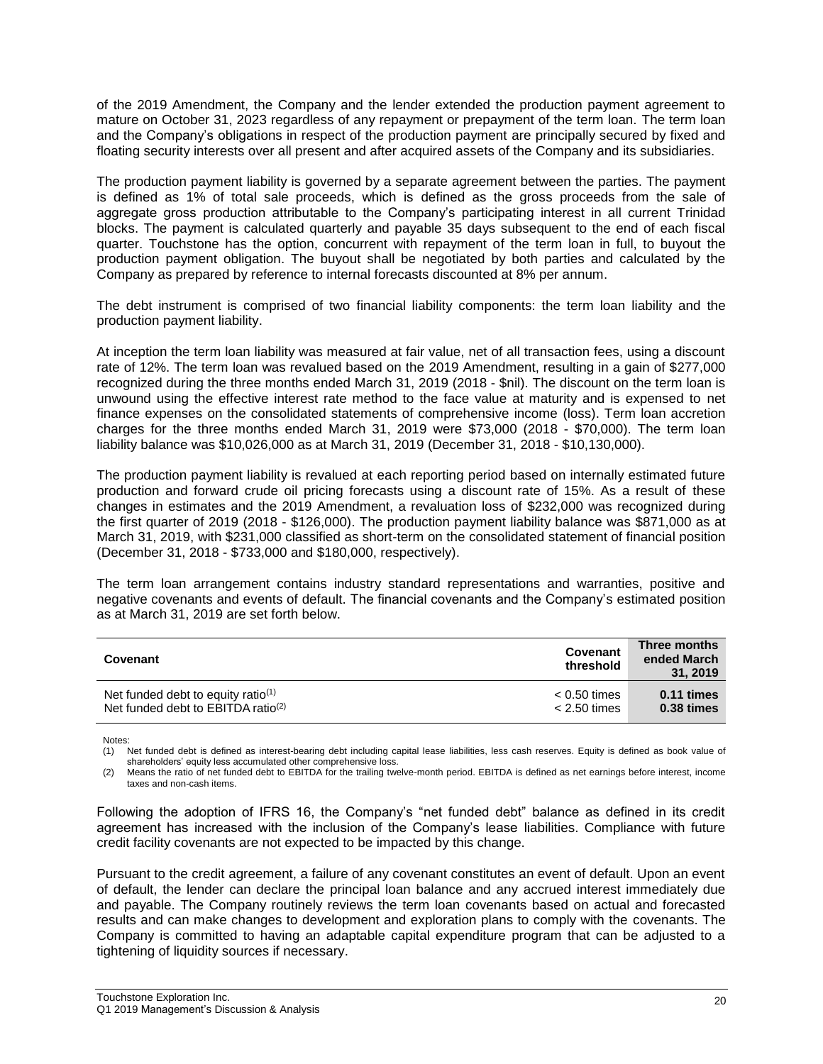of the 2019 Amendment, the Company and the lender extended the production payment agreement to mature on October 31, 2023 regardless of any repayment or prepayment of the term loan. The term loan and the Company's obligations in respect of the production payment are principally secured by fixed and floating security interests over all present and after acquired assets of the Company and its subsidiaries.

The production payment liability is governed by a separate agreement between the parties. The payment is defined as 1% of total sale proceeds, which is defined as the gross proceeds from the sale of aggregate gross production attributable to the Company's participating interest in all current Trinidad blocks. The payment is calculated quarterly and payable 35 days subsequent to the end of each fiscal quarter. Touchstone has the option, concurrent with repayment of the term loan in full, to buyout the production payment obligation. The buyout shall be negotiated by both parties and calculated by the Company as prepared by reference to internal forecasts discounted at 8% per annum.

The debt instrument is comprised of two financial liability components: the term loan liability and the production payment liability.

At inception the term loan liability was measured at fair value, net of all transaction fees, using a discount rate of 12%. The term loan was revalued based on the 2019 Amendment, resulting in a gain of $277,000 recognized during the three months ended March 31, 2019 (2018 - $nil). The discount on the term loan is unwound using the effective interest rate method to the face value at maturity and is expensed to net finance expenses on the consolidated statements of comprehensive income (loss). Term loan accretion charges for the three months ended March 31, 2019 were $73,000 (2018 - $70,000). The term loan liability balance was $10,026,000 as at March 31, 2019 (December 31, 2018 - $10,130,000).

The production payment liability is revalued at each reporting period based on internally estimated future production and forward crude oil pricing forecasts using a discount rate of 15%. As a result of these changes in estimates and the 2019 Amendment, a revaluation loss of $232,000 was recognized during the first quarter of 2019 (2018 - $126,000). The production payment liability balance was $871,000 as at March 31, 2019, with $231,000 classified as short-term on the consolidated statement of financial position (December 31, 2018 - $733,000 and $180,000, respectively).

The term loan arrangement contains industry standard representations and warranties, positive and negative covenants and events of default. The financial covenants and the Company's estimated position as at March 31, 2019 are set forth below.

| Covenant | Covenant threshold | Three months ended March 31, 2019 |
|---|---|---|
| Net funded debt to equity ratio[(1)] | < 0.50 times | **0.11 times** |
| Net funded debt to EBITDA ratio[(2)] | < 2.50 times | **0.38 times** |

Notes:
(1) Net funded debt is defined as interest-bearing debt including capital lease liabilities, less cash reserves. Equity is defined as book value of shareholders' equity less accumulated other comprehensive loss.
(2) Means the ratio of net funded debt to EBITDA for the trailing twelve-month period. EBITDA is defined as net earnings before interest, income taxes and non-cash items.

Following the adoption of IFRS 16, the Company's "net funded debt" balance as defined in its credit agreement has increased with the inclusion of the Company's lease liabilities. Compliance with future credit facility covenants are not expected to be impacted by this change.

Pursuant to the credit agreement, a failure of any covenant constitutes an event of default. Upon an event of default, the lender can declare the principal loan balance and any accrued interest immediately due and payable. The Company routinely reviews the term loan covenants based on actual and forecasted results and can make changes to development and exploration plans to comply with the covenants. The Company is committed to having an adaptable capital expenditure program that can be adjusted to a tightening of liquidity sources if necessary.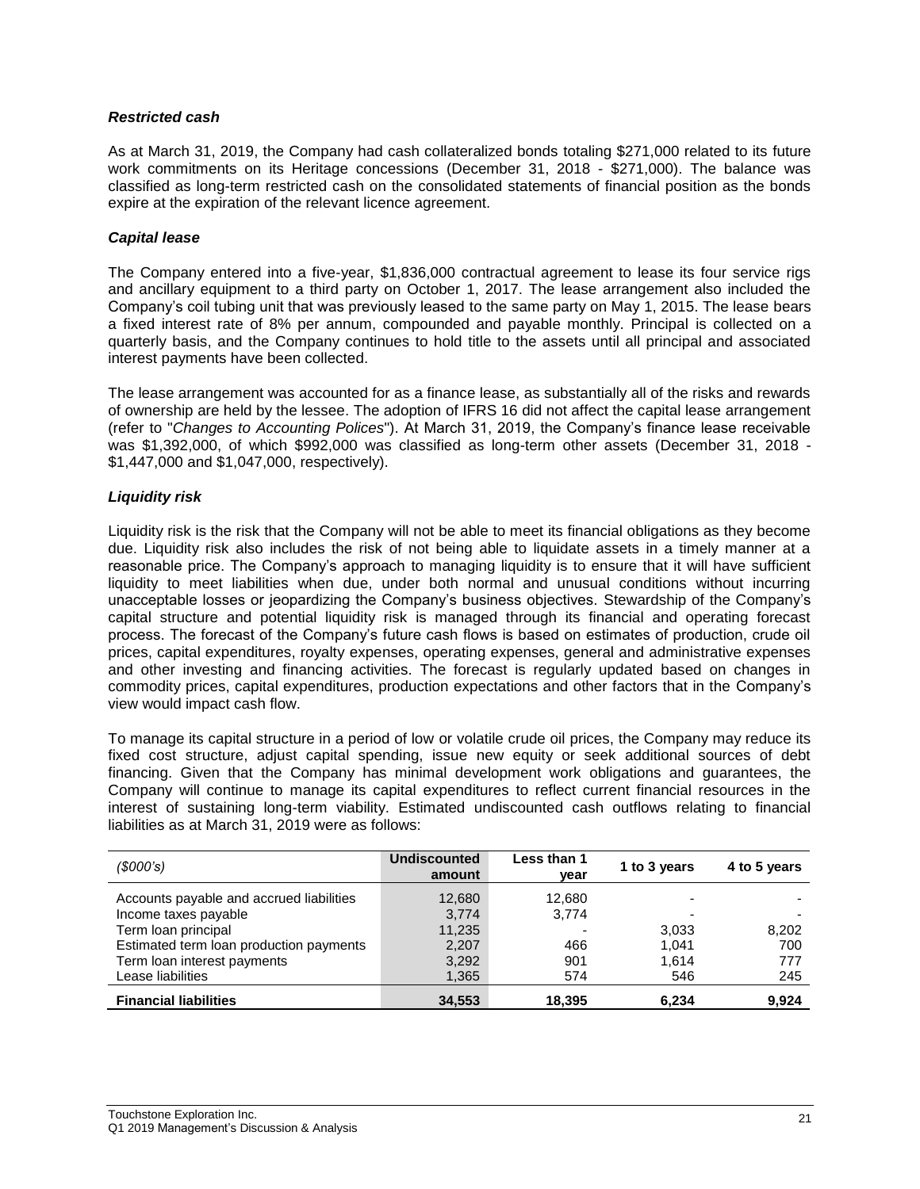### *Restricted cash*

As at March 31, 2019, the Company had cash collateralized bonds totaling $271,000 related to its future work commitments on its Heritage concessions (December 31, 2018 - $271,000). The balance was classified as long-term restricted cash on the consolidated statements of financial position as the bonds expire at the expiration of the relevant licence agreement.

### *Capital lease*

The Company entered into a five-year, $1,836,000 contractual agreement to lease its four service rigs and ancillary equipment to a third party on October 1, 2017. The lease arrangement also included the Company's coil tubing unit that was previously leased to the same party on May 1, 2015. The lease bears a fixed interest rate of 8% per annum, compounded and payable monthly. Principal is collected on a quarterly basis, and the Company continues to hold title to the assets until all principal and associated interest payments have been collected.

The lease arrangement was accounted for as a finance lease, as substantially all of the risks and rewards of ownership are held by the lessee. The adoption of IFRS 16 did not affect the capital lease arrangement (refer to "*Changes to Accounting Polices*"). At March 31, 2019, the Company's finance lease receivable was $1,392,000, of which $992,000 was classified as long-term other assets (December 31, 2018 - $1,447,000 and $1,047,000, respectively).

### *Liquidity risk*

Liquidity risk is the risk that the Company will not be able to meet its financial obligations as they become due. Liquidity risk also includes the risk of not being able to liquidate assets in a timely manner at a reasonable price. The Company's approach to managing liquidity is to ensure that it will have sufficient liquidity to meet liabilities when due, under both normal and unusual conditions without incurring unacceptable losses or jeopardizing the Company's business objectives. Stewardship of the Company's capital structure and potential liquidity risk is managed through its financial and operating forecast process. The forecast of the Company's future cash flows is based on estimates of production, crude oil prices, capital expenditures, royalty expenses, operating expenses, general and administrative expenses and other investing and financing activities. The forecast is regularly updated based on changes in commodity prices, capital expenditures, production expectations and other factors that in the Company's view would impact cash flow.

To manage its capital structure in a period of low or volatile crude oil prices, the Company may reduce its fixed cost structure, adjust capital spending, issue new equity or seek additional sources of debt financing. Given that the Company has minimal development work obligations and guarantees, the Company will continue to manage its capital expenditures to reflect current financial resources in the interest of sustaining long-term viability. Estimated undiscounted cash outflows relating to financial liabilities as at March 31, 2019 were as follows:

| *($000's)* | **Undiscounted amount** | **Less than 1 year** | **1 to 3 years** | **4 to 5 years** |
|---|---|---|---|---|
| Accounts payable and accrued liabilities | 12,680 | 12,680 | - | - |
| Income taxes payable | 3,774 | 3,774 | - | - |
| Term loan principal | 11,235 | - | 3,033 | 8,202 |
| Estimated term loan production payments | 2,207 | 466 | 1,041 | 700 |
| Term loan interest payments | 3,292 | 901 | 1,614 | 777 |
| Lease liabilities | 1,365 | 574 | 546 | 245 |
| **Financial liabilities** | **34,553** | **18,395** | **6,234** | **9,924** |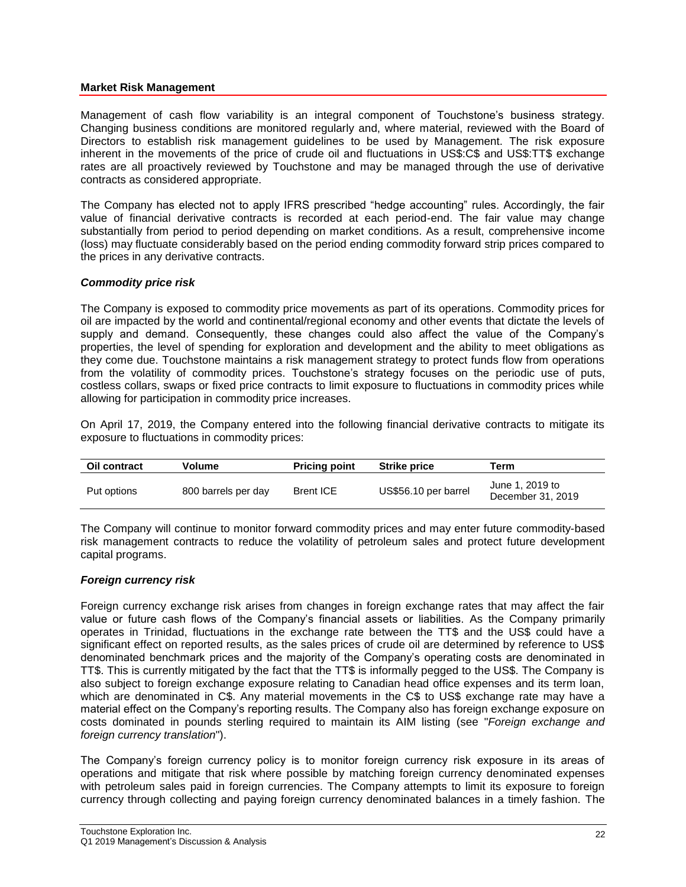## Market Risk Management

Management of cash flow variability is an integral component of Touchstone's business strategy. Changing business conditions are monitored regularly and, where material, reviewed with the Board of Directors to establish risk management guidelines to be used by Management. The risk exposure inherent in the movements of the price of crude oil and fluctuations in US$:C$ and US$:TT$ exchange rates are all proactively reviewed by Touchstone and may be managed through the use of derivative contracts as considered appropriate.

The Company has elected not to apply IFRS prescribed "hedge accounting" rules. Accordingly, the fair value of financial derivative contracts is recorded at each period-end. The fair value may change substantially from period to period depending on market conditions. As a result, comprehensive income (loss) may fluctuate considerably based on the period ending commodity forward strip prices compared to the prices in any derivative contracts.

### *Commodity price risk*

The Company is exposed to commodity price movements as part of its operations. Commodity prices for oil are impacted by the world and continental/regional economy and other events that dictate the levels of supply and demand. Consequently, these changes could also affect the value of the Company's properties, the level of spending for exploration and development and the ability to meet obligations as they come due. Touchstone maintains a risk management strategy to protect funds flow from operations from the volatility of commodity prices. Touchstone's strategy focuses on the periodic use of puts, costless collars, swaps or fixed price contracts to limit exposure to fluctuations in commodity prices while allowing for participation in commodity price increases.

On April 17, 2019, the Company entered into the following financial derivative contracts to mitigate its exposure to fluctuations in commodity prices:

| Oil contract | Volume | Pricing point | Strike price | Term |
|---|---|---|---|---|
| Put options | 800 barrels per day | Brent ICE | US$56.10 per barrel | June 1, 2019 to December 31, 2019 |

The Company will continue to monitor forward commodity prices and may enter future commodity-based risk management contracts to reduce the volatility of petroleum sales and protect future development capital programs.

### *Foreign currency risk*

Foreign currency exchange risk arises from changes in foreign exchange rates that may affect the fair value or future cash flows of the Company's financial assets or liabilities. As the Company primarily operates in Trinidad, fluctuations in the exchange rate between the TT$ and the US$ could have a significant effect on reported results, as the sales prices of crude oil are determined by reference to US$ denominated benchmark prices and the majority of the Company's operating costs are denominated in TT$. This is currently mitigated by the fact that the TT$ is informally pegged to the US$. The Company is also subject to foreign exchange exposure relating to Canadian head office expenses and its term loan, which are denominated in C$. Any material movements in the C$ to US$ exchange rate may have a material effect on the Company's reporting results. The Company also has foreign exchange exposure on costs dominated in pounds sterling required to maintain its AIM listing (see "*Foreign exchange and foreign currency translation*").

The Company's foreign currency policy is to monitor foreign currency risk exposure in its areas of operations and mitigate that risk where possible by matching foreign currency denominated expenses with petroleum sales paid in foreign currencies. The Company attempts to limit its exposure to foreign currency through collecting and paying foreign currency denominated balances in a timely fashion. The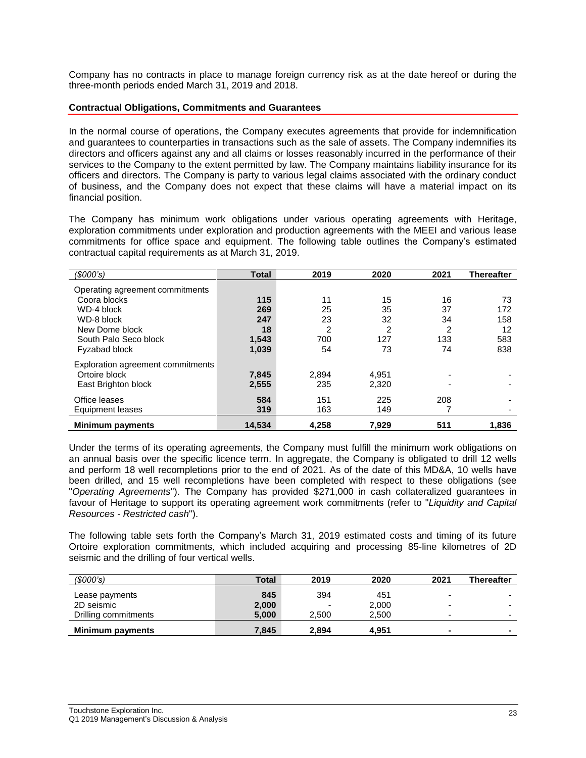Company has no contracts in place to manage foreign currency risk as at the date hereof or during the three-month periods ended March 31, 2019 and 2018.

## Contractual Obligations, Commitments and Guarantees

In the normal course of operations, the Company executes agreements that provide for indemnification and guarantees to counterparties in transactions such as the sale of assets. The Company indemnifies its directors and officers against any and all claims or losses reasonably incurred in the performance of their services to the Company to the extent permitted by law. The Company maintains liability insurance for its officers and directors. The Company is party to various legal claims associated with the ordinary conduct of business, and the Company does not expect that these claims will have a material impact on its financial position.

The Company has minimum work obligations under various operating agreements with Heritage, exploration commitments under exploration and production agreements with the MEEI and various lease commitments for office space and equipment. The following table outlines the Company's estimated contractual capital requirements as at March 31, 2019.

| *($000's)* | **Total** | **2019** | **2020** | **2021** | **Thereafter** |
|---|---|---|---|---|---|
| Operating agreement commitments | | | | | |
| Coora blocks | **115** | 11 | 15 | 16 | 73 |
| WD-4 block | **269** | 25 | 35 | 37 | 172 |
| WD-8 block | **247** | 23 | 32 | 34 | 158 |
| New Dome block | **18** | 2 | 2 | 2 | 12 |
| South Palo Seco block | **1,543** | 700 | 127 | 133 | 583 |
| Fyzabad block | **1,039** | 54 | 73 | 74 | 838 |
| Exploration agreement commitments | | | | | |
| Ortoire block | **7,845** | 2,894 | 4,951 | - | - |
| East Brighton block | **2,555** | 235 | 2,320 | - | - |
| Office leases | **584** | 151 | 225 | 208 | - |
| Equipment leases | **319** | 163 | 149 | 7 | - |
| **Minimum payments** | **14,534** | **4,258** | **7,929** | **511** | **1,836** |

Under the terms of its operating agreements, the Company must fulfill the minimum work obligations on an annual basis over the specific licence term. In aggregate, the Company is obligated to drill 12 wells and perform 18 well recompletions prior to the end of 2021. As of the date of this MD&A, 10 wells have been drilled, and 15 well recompletions have been completed with respect to these obligations (see "*Operating Agreements*"). The Company has provided $271,000 in cash collateralized guarantees in favour of Heritage to support its operating agreement work commitments (refer to "*Liquidity and Capital Resources - Restricted cash*").

The following table sets forth the Company's March 31, 2019 estimated costs and timing of its future Ortoire exploration commitments, which included acquiring and processing 85-line kilometres of 2D seismic and the drilling of four vertical wells.

| *($000's)* | **Total** | **2019** | **2020** | **2021** | **Thereafter** |
|---|---|---|---|---|---|
| Lease payments | **845** | 394 | 451 | - | - |
| 2D seismic | **2,000** | - | 2,000 | - | - |
| Drilling commitments | **5,000** | 2,500 | 2,500 | - | - |
| **Minimum payments** | **7,845** | **2,894** | **4,951** | **-** | **-** |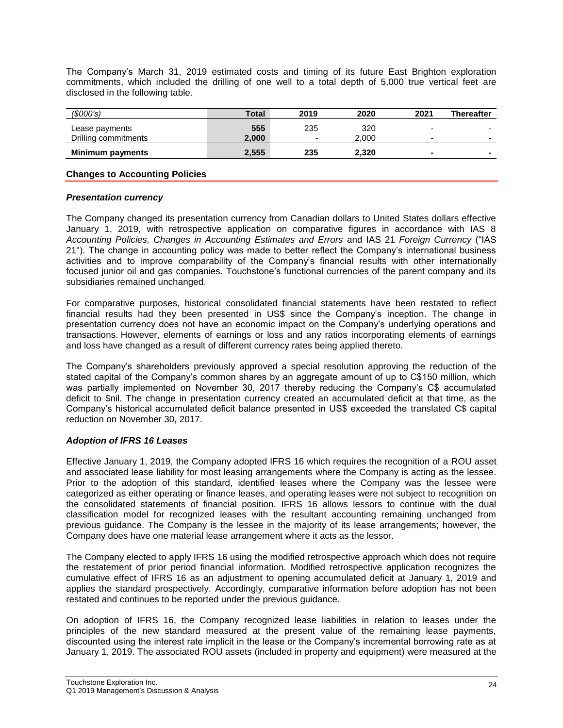The Company's March 31, 2019 estimated costs and timing of its future East Brighton exploration commitments, which included the drilling of one well to a total depth of 5,000 true vertical feet are disclosed in the following table.

| *($000's)* | **Total** | **2019** | **2020** | **2021** | **Thereafter** |
|---|---|---|---|---|---|
| Lease payments | **555** | 235 | 320 | - | - |
| Drilling commitments | **2,000** | - | 2,000 | - | - |
| **Minimum payments** | **2,555** | **235** | **2,320** | **-** | **-** |

## Changes to Accounting Policies

### *Presentation currency*

The Company changed its presentation currency from Canadian dollars to United States dollars effective January 1, 2019, with retrospective application on comparative figures in accordance with IAS 8 *Accounting Policies, Changes in Accounting Estimates and Errors* and IAS 21 *Foreign Currency* ("IAS 21"). The change in accounting policy was made to better reflect the Company's international business activities and to improve comparability of the Company's financial results with other internationally focused junior oil and gas companies. Touchstone's functional currencies of the parent company and its subsidiaries remained unchanged.

For comparative purposes, historical consolidated financial statements have been restated to reflect financial results had they been presented in US$ since the Company's inception. The change in presentation currency does not have an economic impact on the Company's underlying operations and transactions. However, elements of earnings or loss and any ratios incorporating elements of earnings and loss have changed as a result of different currency rates being applied thereto.

The Company's shareholders previously approved a special resolution approving the reduction of the stated capital of the Company's common shares by an aggregate amount of up to C$150 million, which was partially implemented on November 30, 2017 thereby reducing the Company's C$ accumulated deficit to $nil. The change in presentation currency created an accumulated deficit at that time, as the Company's historical accumulated deficit balance presented in US$ exceeded the translated C$ capital reduction on November 30, 2017.

### *Adoption of IFRS 16 Leases*

Effective January 1, 2019, the Company adopted IFRS 16 which requires the recognition of a ROU asset and associated lease liability for most leasing arrangements where the Company is acting as the lessee. Prior to the adoption of this standard, identified leases where the Company was the lessee were categorized as either operating or finance leases, and operating leases were not subject to recognition on the consolidated statements of financial position. IFRS 16 allows lessors to continue with the dual classification model for recognized leases with the resultant accounting remaining unchanged from previous guidance. The Company is the lessee in the majority of its lease arrangements; however, the Company does have one material lease arrangement where it acts as the lessor.

The Company elected to apply IFRS 16 using the modified retrospective approach which does not require the restatement of prior period financial information. Modified retrospective application recognizes the cumulative effect of IFRS 16 as an adjustment to opening accumulated deficit at January 1, 2019 and applies the standard prospectively. Accordingly, comparative information before adoption has not been restated and continues to be reported under the previous guidance.

On adoption of IFRS 16, the Company recognized lease liabilities in relation to leases under the principles of the new standard measured at the present value of the remaining lease payments, discounted using the interest rate implicit in the lease or the Company's incremental borrowing rate as at January 1, 2019. The associated ROU assets (included in property and equipment) were measured at the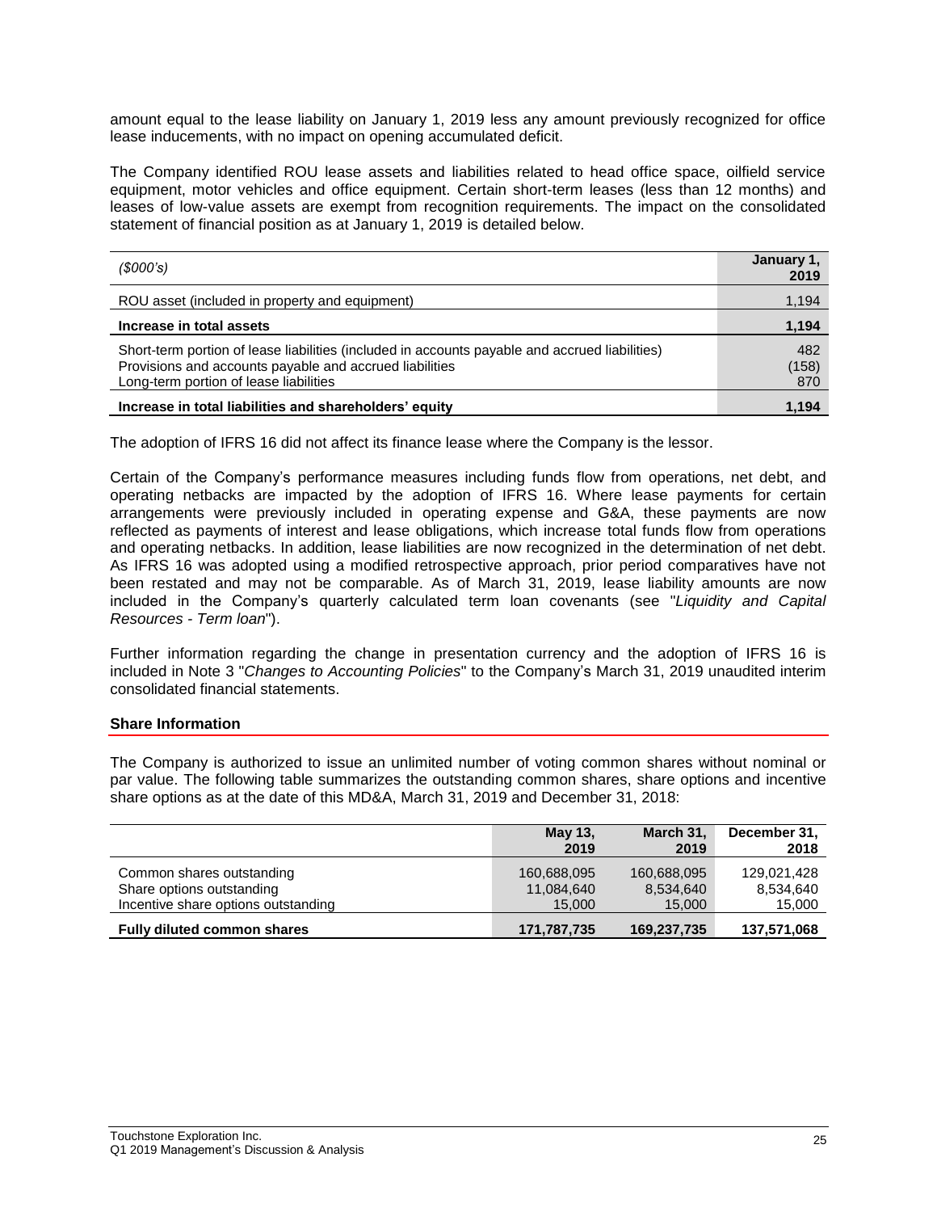amount equal to the lease liability on January 1, 2019 less any amount previously recognized for office lease inducements, with no impact on opening accumulated deficit.

The Company identified ROU lease assets and liabilities related to head office space, oilfield service equipment, motor vehicles and office equipment. Certain short-term leases (less than 12 months) and leases of low-value assets are exempt from recognition requirements. The impact on the consolidated statement of financial position as at January 1, 2019 is detailed below.

| *($000's)* | **January 1, 2019** |
|---|---|
| ROU asset (included in property and equipment) | 1,194 |
| **Increase in total assets** | **1,194** |
| Short-term portion of lease liabilities (included in accounts payable and accrued liabilities) | 482 |
| Provisions and accounts payable and accrued liabilities | (158) |
| Long-term portion of lease liabilities | 870 |
| **Increase in total liabilities and shareholders' equity** | **1,194** |

The adoption of IFRS 16 did not affect its finance lease where the Company is the lessor.

Certain of the Company's performance measures including funds flow from operations, net debt, and operating netbacks are impacted by the adoption of IFRS 16. Where lease payments for certain arrangements were previously included in operating expense and G&A, these payments are now reflected as payments of interest and lease obligations, which increase total funds flow from operations and operating netbacks. In addition, lease liabilities are now recognized in the determination of net debt. As IFRS 16 was adopted using a modified retrospective approach, prior period comparatives have not been restated and may not be comparable. As of March 31, 2019, lease liability amounts are now included in the Company's quarterly calculated term loan covenants (see "*Liquidity and Capital Resources - Term loan*").

Further information regarding the change in presentation currency and the adoption of IFRS 16 is included in Note 3 "*Changes to Accounting Policies*" to the Company's March 31, 2019 unaudited interim consolidated financial statements.

## Share Information

The Company is authorized to issue an unlimited number of voting common shares without nominal or par value. The following table summarizes the outstanding common shares, share options and incentive share options as at the date of this MD&A, March 31, 2019 and December 31, 2018:

| | **May 13, 2019** | **March 31, 2019** | **December 31, 2018** |
|---|---|---|---|
| Common shares outstanding | 160,688,095 | 160,688,095 | 129,021,428 |
| Share options outstanding | 11,084,640 | 8,534,640 | 8,534,640 |
| Incentive share options outstanding | 15,000 | 15,000 | 15,000 |
| **Fully diluted common shares** | **171,787,735** | **169,237,735** | **137,571,068** |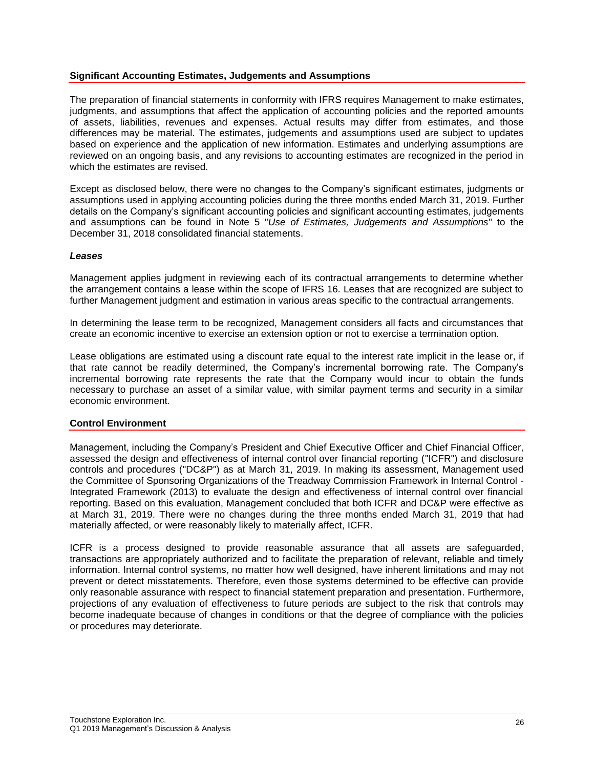## Significant Accounting Estimates, Judgements and Assumptions

The preparation of financial statements in conformity with IFRS requires Management to make estimates, judgments, and assumptions that affect the application of accounting policies and the reported amounts of assets, liabilities, revenues and expenses. Actual results may differ from estimates, and those differences may be material. The estimates, judgements and assumptions used are subject to updates based on experience and the application of new information. Estimates and underlying assumptions are reviewed on an ongoing basis, and any revisions to accounting estimates are recognized in the period in which the estimates are revised.

Except as disclosed below, there were no changes to the Company's significant estimates, judgments or assumptions used in applying accounting policies during the three months ended March 31, 2019. Further details on the Company's significant accounting policies and significant accounting estimates, judgements and assumptions can be found in Note 5 "*Use of Estimates, Judgements and Assumptions*" to the December 31, 2018 consolidated financial statements.

### *Leases*

Management applies judgment in reviewing each of its contractual arrangements to determine whether the arrangement contains a lease within the scope of IFRS 16. Leases that are recognized are subject to further Management judgment and estimation in various areas specific to the contractual arrangements.

In determining the lease term to be recognized, Management considers all facts and circumstances that create an economic incentive to exercise an extension option or not to exercise a termination option.

Lease obligations are estimated using a discount rate equal to the interest rate implicit in the lease or, if that rate cannot be readily determined, the Company's incremental borrowing rate. The Company's incremental borrowing rate represents the rate that the Company would incur to obtain the funds necessary to purchase an asset of a similar value, with similar payment terms and security in a similar economic environment.

## Control Environment

Management, including the Company's President and Chief Executive Officer and Chief Financial Officer, assessed the design and effectiveness of internal control over financial reporting ("ICFR") and disclosure controls and procedures ("DC&P") as at March 31, 2019. In making its assessment, Management used the Committee of Sponsoring Organizations of the Treadway Commission Framework in Internal Control - Integrated Framework (2013) to evaluate the design and effectiveness of internal control over financial reporting. Based on this evaluation, Management concluded that both ICFR and DC&P were effective as at March 31, 2019. There were no changes during the three months ended March 31, 2019 that had materially affected, or were reasonably likely to materially affect, ICFR.

ICFR is a process designed to provide reasonable assurance that all assets are safeguarded, transactions are appropriately authorized and to facilitate the preparation of relevant, reliable and timely information. Internal control systems, no matter how well designed, have inherent limitations and may not prevent or detect misstatements. Therefore, even those systems determined to be effective can provide only reasonable assurance with respect to financial statement preparation and presentation. Furthermore, projections of any evaluation of effectiveness to future periods are subject to the risk that controls may become inadequate because of changes in conditions or that the degree of compliance with the policies or procedures may deteriorate.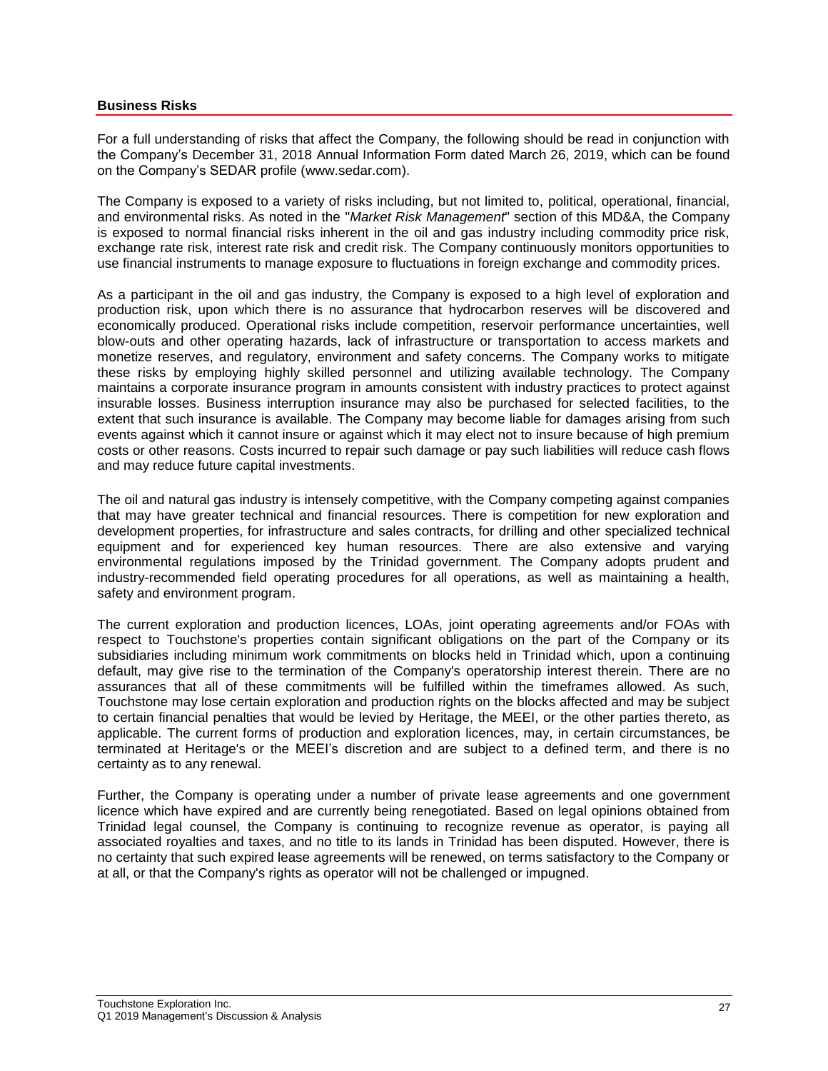## Business Risks

For a full understanding of risks that affect the Company, the following should be read in conjunction with the Company's December 31, 2018 Annual Information Form dated March 26, 2019, which can be found on the Company's SEDAR profile (www.sedar.com).

The Company is exposed to a variety of risks including, but not limited to, political, operational, financial, and environmental risks. As noted in the "*Market Risk Management*" section of this MD&A, the Company is exposed to normal financial risks inherent in the oil and gas industry including commodity price risk, exchange rate risk, interest rate risk and credit risk. The Company continuously monitors opportunities to use financial instruments to manage exposure to fluctuations in foreign exchange and commodity prices.

As a participant in the oil and gas industry, the Company is exposed to a high level of exploration and production risk, upon which there is no assurance that hydrocarbon reserves will be discovered and economically produced. Operational risks include competition, reservoir performance uncertainties, well blow-outs and other operating hazards, lack of infrastructure or transportation to access markets and monetize reserves, and regulatory, environment and safety concerns. The Company works to mitigate these risks by employing highly skilled personnel and utilizing available technology. The Company maintains a corporate insurance program in amounts consistent with industry practices to protect against insurable losses. Business interruption insurance may also be purchased for selected facilities, to the extent that such insurance is available. The Company may become liable for damages arising from such events against which it cannot insure or against which it may elect not to insure because of high premium costs or other reasons. Costs incurred to repair such damage or pay such liabilities will reduce cash flows and may reduce future capital investments.

The oil and natural gas industry is intensely competitive, with the Company competing against companies that may have greater technical and financial resources. There is competition for new exploration and development properties, for infrastructure and sales contracts, for drilling and other specialized technical equipment and for experienced key human resources. There are also extensive and varying environmental regulations imposed by the Trinidad government. The Company adopts prudent and industry-recommended field operating procedures for all operations, as well as maintaining a health, safety and environment program.

The current exploration and production licences, LOAs, joint operating agreements and/or FOAs with respect to Touchstone's properties contain significant obligations on the part of the Company or its subsidiaries including minimum work commitments on blocks held in Trinidad which, upon a continuing default, may give rise to the termination of the Company's operatorship interest therein. There are no assurances that all of these commitments will be fulfilled within the timeframes allowed. As such, Touchstone may lose certain exploration and production rights on the blocks affected and may be subject to certain financial penalties that would be levied by Heritage, the MEEI, or the other parties thereto, as applicable. The current forms of production and exploration licences, may, in certain circumstances, be terminated at Heritage's or the MEEI's discretion and are subject to a defined term, and there is no certainty as to any renewal.

Further, the Company is operating under a number of private lease agreements and one government licence which have expired and are currently being renegotiated. Based on legal opinions obtained from Trinidad legal counsel, the Company is continuing to recognize revenue as operator, is paying all associated royalties and taxes, and no title to its lands in Trinidad has been disputed. However, there is no certainty that such expired lease agreements will be renewed, on terms satisfactory to the Company or at all, or that the Company's rights as operator will not be challenged or impugned.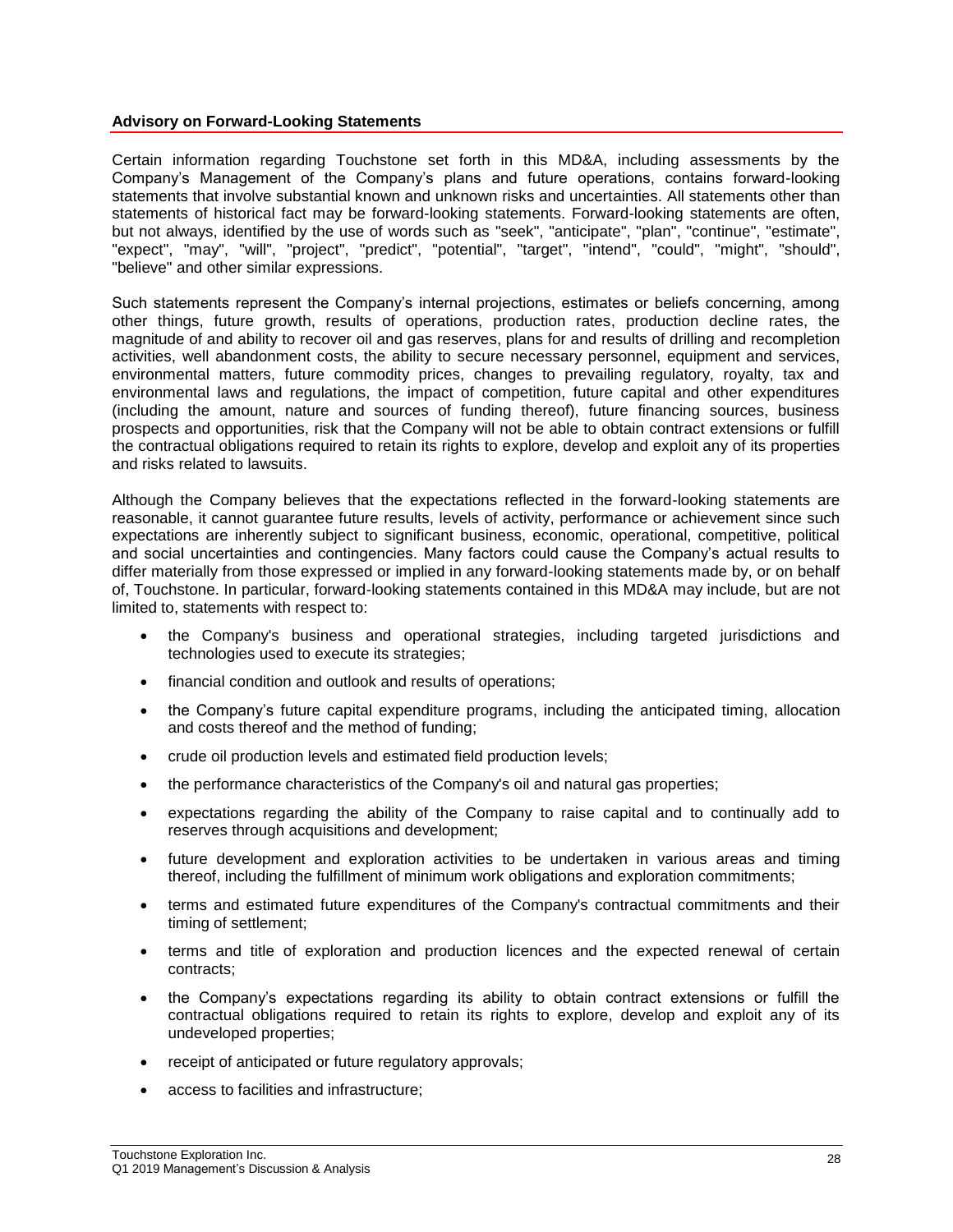## Advisory on Forward-Looking Statements

Certain information regarding Touchstone set forth in this MD&A, including assessments by the Company's Management of the Company's plans and future operations, contains forward-looking statements that involve substantial known and unknown risks and uncertainties. All statements other than statements of historical fact may be forward-looking statements. Forward-looking statements are often, but not always, identified by the use of words such as "seek", "anticipate", "plan", "continue", "estimate", "expect", "may", "will", "project", "predict", "potential", "target", "intend", "could", "might", "should", "believe" and other similar expressions.

Such statements represent the Company's internal projections, estimates or beliefs concerning, among other things, future growth, results of operations, production rates, production decline rates, the magnitude of and ability to recover oil and gas reserves, plans for and results of drilling and recompletion activities, well abandonment costs, the ability to secure necessary personnel, equipment and services, environmental matters, future commodity prices, changes to prevailing regulatory, royalty, tax and environmental laws and regulations, the impact of competition, future capital and other expenditures (including the amount, nature and sources of funding thereof), future financing sources, business prospects and opportunities, risk that the Company will not be able to obtain contract extensions or fulfill the contractual obligations required to retain its rights to explore, develop and exploit any of its properties and risks related to lawsuits.

Although the Company believes that the expectations reflected in the forward-looking statements are reasonable, it cannot guarantee future results, levels of activity, performance or achievement since such expectations are inherently subject to significant business, economic, operational, competitive, political and social uncertainties and contingencies. Many factors could cause the Company's actual results to differ materially from those expressed or implied in any forward-looking statements made by, or on behalf of, Touchstone. In particular, forward-looking statements contained in this MD&A may include, but are not limited to, statements with respect to:

- the Company's business and operational strategies, including targeted jurisdictions and technologies used to execute its strategies;
- financial condition and outlook and results of operations;
- the Company's future capital expenditure programs, including the anticipated timing, allocation and costs thereof and the method of funding;
- crude oil production levels and estimated field production levels;
- the performance characteristics of the Company's oil and natural gas properties;
- expectations regarding the ability of the Company to raise capital and to continually add to reserves through acquisitions and development;
- future development and exploration activities to be undertaken in various areas and timing thereof, including the fulfillment of minimum work obligations and exploration commitments;
- terms and estimated future expenditures of the Company's contractual commitments and their timing of settlement;
- terms and title of exploration and production licences and the expected renewal of certain contracts;
- the Company's expectations regarding its ability to obtain contract extensions or fulfill the contractual obligations required to retain its rights to explore, develop and exploit any of its undeveloped properties;
- receipt of anticipated or future regulatory approvals;
- access to facilities and infrastructure;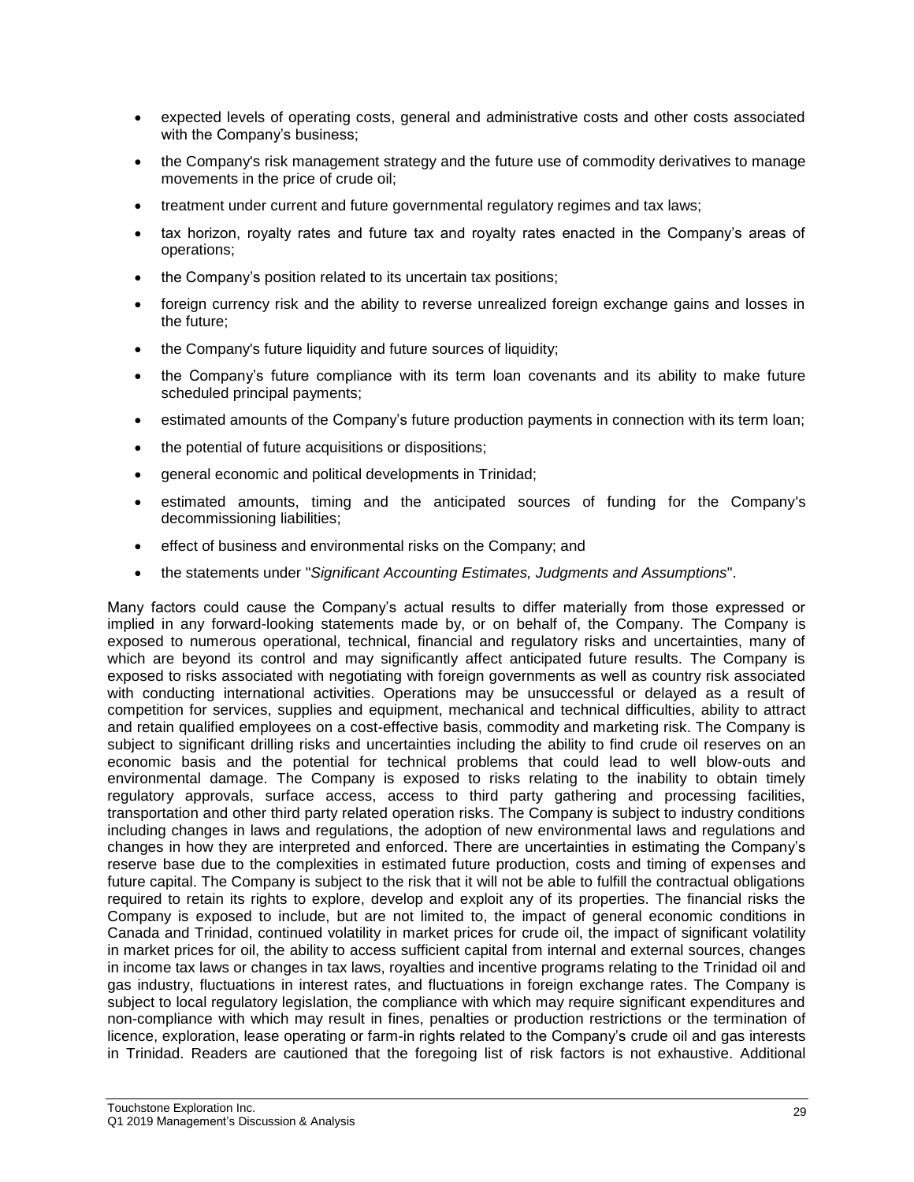- expected levels of operating costs, general and administrative costs and other costs associated with the Company's business;
- the Company's risk management strategy and the future use of commodity derivatives to manage movements in the price of crude oil;
- treatment under current and future governmental regulatory regimes and tax laws;
- tax horizon, royalty rates and future tax and royalty rates enacted in the Company's areas of operations;
- the Company's position related to its uncertain tax positions;
- foreign currency risk and the ability to reverse unrealized foreign exchange gains and losses in the future;
- the Company's future liquidity and future sources of liquidity;
- the Company's future compliance with its term loan covenants and its ability to make future scheduled principal payments;
- estimated amounts of the Company's future production payments in connection with its term loan;
- the potential of future acquisitions or dispositions;
- general economic and political developments in Trinidad;
- estimated amounts, timing and the anticipated sources of funding for the Company's decommissioning liabilities;
- effect of business and environmental risks on the Company; and
- the statements under "*Significant Accounting Estimates, Judgments and Assumptions*".

Many factors could cause the Company's actual results to differ materially from those expressed or implied in any forward-looking statements made by, or on behalf of, the Company. The Company is exposed to numerous operational, technical, financial and regulatory risks and uncertainties, many of which are beyond its control and may significantly affect anticipated future results. The Company is exposed to risks associated with negotiating with foreign governments as well as country risk associated with conducting international activities. Operations may be unsuccessful or delayed as a result of competition for services, supplies and equipment, mechanical and technical difficulties, ability to attract and retain qualified employees on a cost-effective basis, commodity and marketing risk. The Company is subject to significant drilling risks and uncertainties including the ability to find crude oil reserves on an economic basis and the potential for technical problems that could lead to well blow-outs and environmental damage. The Company is exposed to risks relating to the inability to obtain timely regulatory approvals, surface access, access to third party gathering and processing facilities, transportation and other third party related operation risks. The Company is subject to industry conditions including changes in laws and regulations, the adoption of new environmental laws and regulations and changes in how they are interpreted and enforced. There are uncertainties in estimating the Company's reserve base due to the complexities in estimated future production, costs and timing of expenses and future capital. The Company is subject to the risk that it will not be able to fulfill the contractual obligations required to retain its rights to explore, develop and exploit any of its properties. The financial risks the Company is exposed to include, but are not limited to, the impact of general economic conditions in Canada and Trinidad, continued volatility in market prices for crude oil, the impact of significant volatility in market prices for oil, the ability to access sufficient capital from internal and external sources, changes in income tax laws or changes in tax laws, royalties and incentive programs relating to the Trinidad oil and gas industry, fluctuations in interest rates, and fluctuations in foreign exchange rates. The Company is subject to local regulatory legislation, the compliance with which may require significant expenditures and non-compliance with which may result in fines, penalties or production restrictions or the termination of licence, exploration, lease operating or farm-in rights related to the Company's crude oil and gas interests in Trinidad. Readers are cautioned that the foregoing list of risk factors is not exhaustive. Additional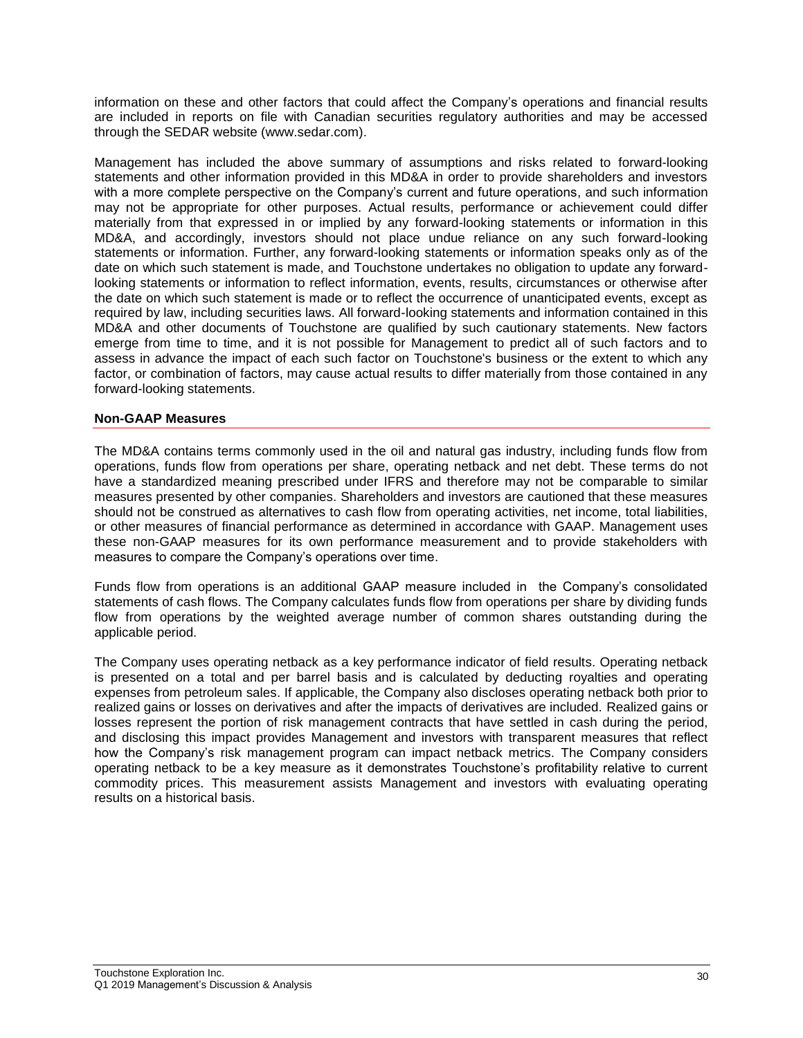information on these and other factors that could affect the Company's operations and financial results are included in reports on file with Canadian securities regulatory authorities and may be accessed through the SEDAR website (www.sedar.com).

Management has included the above summary of assumptions and risks related to forward-looking statements and other information provided in this MD&A in order to provide shareholders and investors with a more complete perspective on the Company's current and future operations, and such information may not be appropriate for other purposes. Actual results, performance or achievement could differ materially from that expressed in or implied by any forward-looking statements or information in this MD&A, and accordingly, investors should not place undue reliance on any such forward-looking statements or information. Further, any forward-looking statements or information speaks only as of the date on which such statement is made, and Touchstone undertakes no obligation to update any forward-looking statements or information to reflect information, events, results, circumstances or otherwise after the date on which such statement is made or to reflect the occurrence of unanticipated events, except as required by law, including securities laws. All forward-looking statements and information contained in this MD&A and other documents of Touchstone are qualified by such cautionary statements. New factors emerge from time to time, and it is not possible for Management to predict all of such factors and to assess in advance the impact of each such factor on Touchstone's business or the extent to which any factor, or combination of factors, may cause actual results to differ materially from those contained in any forward-looking statements.

## Non-GAAP Measures

The MD&A contains terms commonly used in the oil and natural gas industry, including funds flow from operations, funds flow from operations per share, operating netback and net debt. These terms do not have a standardized meaning prescribed under IFRS and therefore may not be comparable to similar measures presented by other companies. Shareholders and investors are cautioned that these measures should not be construed as alternatives to cash flow from operating activities, net income, total liabilities, or other measures of financial performance as determined in accordance with GAAP. Management uses these non-GAAP measures for its own performance measurement and to provide stakeholders with measures to compare the Company's operations over time.

Funds flow from operations is an additional GAAP measure included in the Company's consolidated statements of cash flows. The Company calculates funds flow from operations per share by dividing funds flow from operations by the weighted average number of common shares outstanding during the applicable period.

The Company uses operating netback as a key performance indicator of field results. Operating netback is presented on a total and per barrel basis and is calculated by deducting royalties and operating expenses from petroleum sales. If applicable, the Company also discloses operating netback both prior to realized gains or losses on derivatives and after the impacts of derivatives are included. Realized gains or losses represent the portion of risk management contracts that have settled in cash during the period, and disclosing this impact provides Management and investors with transparent measures that reflect how the Company's risk management program can impact netback metrics. The Company considers operating netback to be a key measure as it demonstrates Touchstone's profitability relative to current commodity prices. This measurement assists Management and investors with evaluating operating results on a historical basis.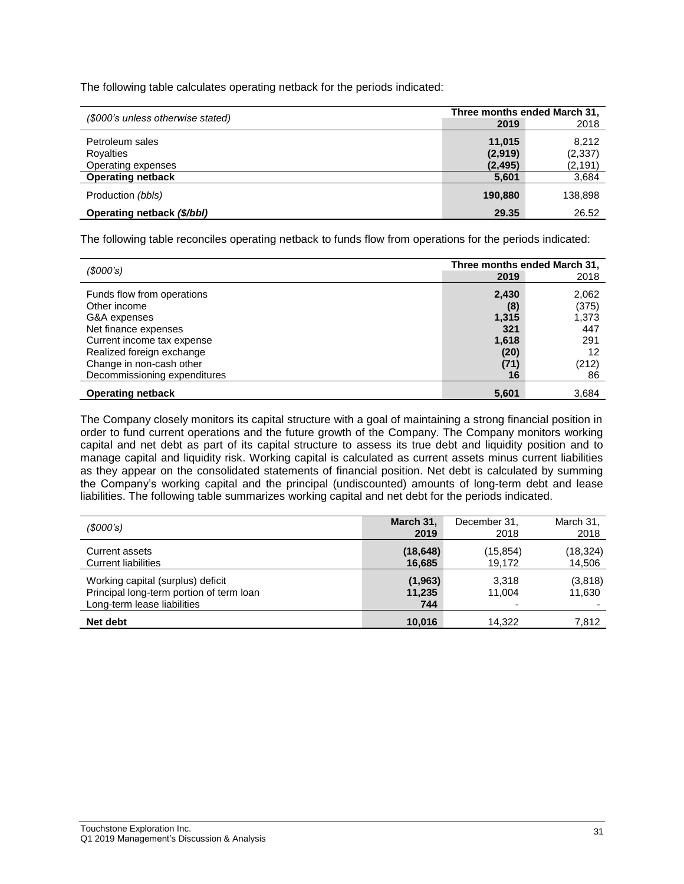The following table calculates operating netback for the periods indicated:

| *($000's unless otherwise stated)* | Three months ended March 31, | |
|---|---|---|
| | **2019** | 2018 |
| Petroleum sales | **11,015** | 8,212 |
| Royalties | **(2,919)** | (2,337) |
| Operating expenses | **(2,495)** | (2,191) |
| **Operating netback** | **5,601** | 3,684 |
| Production *(bbls)* | **190,880** | 138,898 |
| **Operating netback *($/bbl)*** | **29.35** | 26.52 |

The following table reconciles operating netback to funds flow from operations for the periods indicated:

| *($000's)* | Three months ended March 31, | |
|---|---|---|
| | **2019** | 2018 |
| Funds flow from operations | **2,430** | 2,062 |
| Other income | **(8)** | (375) |
| G&A expenses | **1,315** | 1,373 |
| Net finance expenses | **321** | 447 |
| Current income tax expense | **1,618** | 291 |
| Realized foreign exchange | **(20)** | 12 |
| Change in non-cash other | **(71)** | (212) |
| Decommissioning expenditures | **16** | 86 |
| **Operating netback** | **5,601** | 3,684 |

The Company closely monitors its capital structure with a goal of maintaining a strong financial position in order to fund current operations and the future growth of the Company. The Company monitors working capital and net debt as part of its capital structure to assess its true debt and liquidity position and to manage capital and liquidity risk. Working capital is calculated as current assets minus current liabilities as they appear on the consolidated statements of financial position. Net debt is calculated by summing the Company's working capital and the principal (undiscounted) amounts of long-term debt and lease liabilities. The following table summarizes working capital and net debt for the periods indicated.

| *($000's)* | **March 31, 2019** | December 31, 2018 | March 31, 2018 |
|---|---|---|---|
| Current assets | **(18,648)** | (15,854) | (18,324) |
| Current liabilities | **16,685** | 19,172 | 14,506 |
| Working capital (surplus) deficit | **(1,963)** | 3,318 | (3,818) |
| Principal long-term portion of term loan | **11,235** | 11,004 | 11,630 |
| Long-term lease liabilities | **744** | - | - |
| **Net debt** | **10,016** | 14,322 | 7,812 |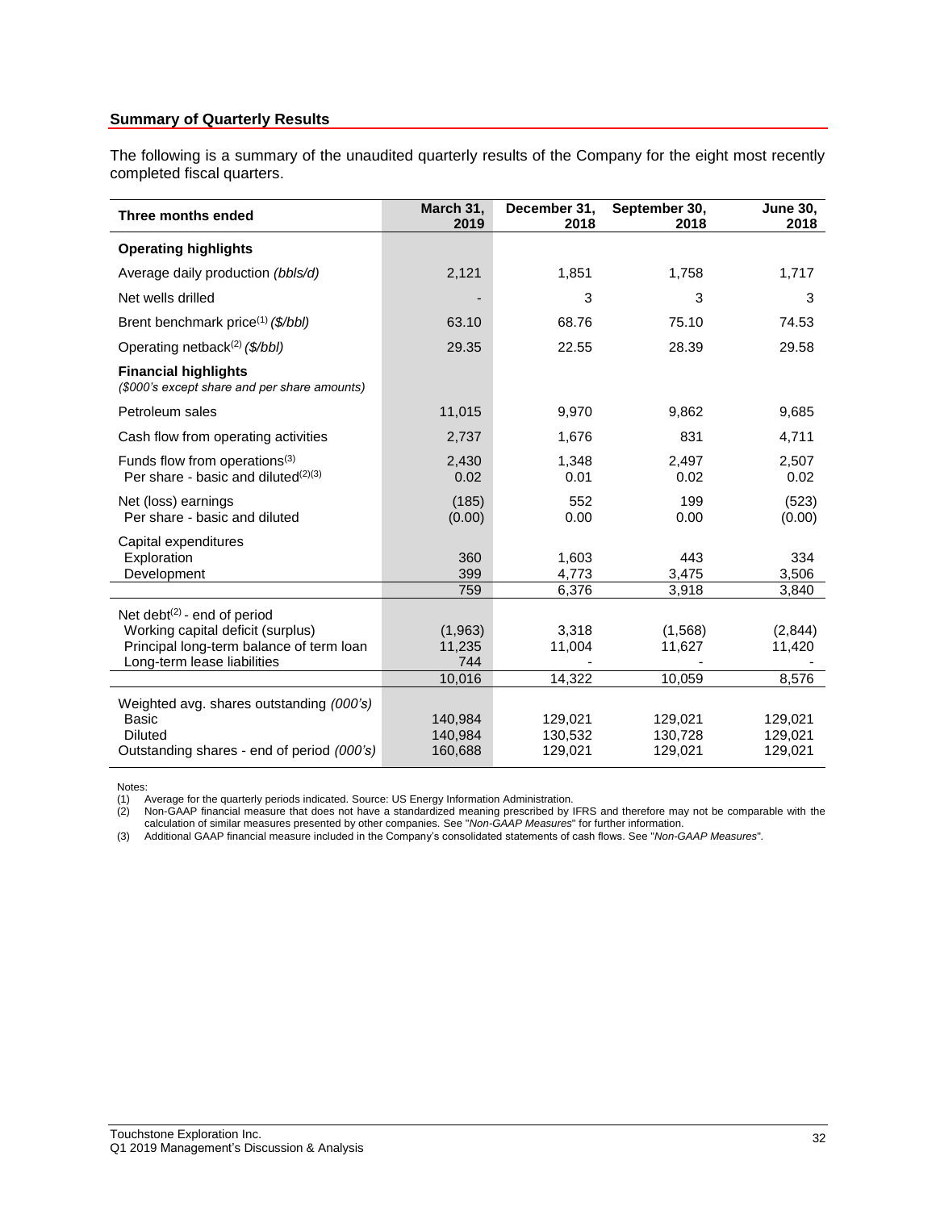## Summary of Quarterly Results

The following is a summary of the unaudited quarterly results of the Company for the eight most recently completed fiscal quarters.

| Three months ended | March 31, 2019 | December 31, 2018 | September 30, 2018 | June 30, 2018 |
|---|---|---|---|---|
| **Operating highlights** | | | | |
| Average daily production *(bbls/d)* | 2,121 | 1,851 | 1,758 | 1,717 |
| Net wells drilled | - | 3 | 3 | 3 |
| Brent benchmark price[(1)] *($/bbl)* | 63.10 | 68.76 | 75.10 | 74.53 |
| Operating netback[(2)] *($/bbl)* | 29.35 | 22.55 | 28.39 | 29.58 |
| **Financial highlights** *($000's except share and per share amounts)* | | | | |
| Petroleum sales | 11,015 | 9,970 | 9,862 | 9,685 |
| Cash flow from operating activities | 2,737 | 1,676 | 831 | 4,711 |
| Funds flow from operations[(3)] | 2,430 | 1,348 | 2,497 | 2,507 |
| Per share - basic and diluted[(2)(3)] | 0.02 | 0.01 | 0.02 | 0.02 |
| Net (loss) earnings | (185) | 552 | 199 | (523) |
| Per share - basic and diluted | (0.00) | 0.00 | 0.00 | (0.00) |
| Capital expenditures | | | | |
| Exploration | 360 | 1,603 | 443 | 334 |
| Development | 399 | 4,773 | 3,475 | 3,506 |
| | 759 | 6,376 | 3,918 | 3,840 |
| Net debt[(2)] - end of period | | | | |
| Working capital deficit (surplus) | (1,963) | 3,318 | (1,568) | (2,844) |
| Principal long-term balance of term loan | 11,235 | 11,004 | 11,627 | 11,420 |
| Long-term lease liabilities | 744 | - | - | - |
| | 10,016 | 14,322 | 10,059 | 8,576 |
| Weighted avg. shares outstanding *(000's)* | | | | |
| Basic | 140,984 | 129,021 | 129,021 | 129,021 |
| Diluted | 140,984 | 130,532 | 130,728 | 129,021 |
| Outstanding shares - end of period *(000's)* | 160,688 | 129,021 | 129,021 | 129,021 |

Notes:

(1) Average for the quarterly periods indicated. Source: US Energy Information Administration.

(2) Non-GAAP financial measure that does not have a standardized meaning prescribed by IFRS and therefore may not be comparable with the calculation of similar measures presented by other companies. See "*Non-GAAP Measures*" for further information.

(3) Additional GAAP financial measure included in the Company's consolidated statements of cash flows. See "*Non-GAAP Measures*".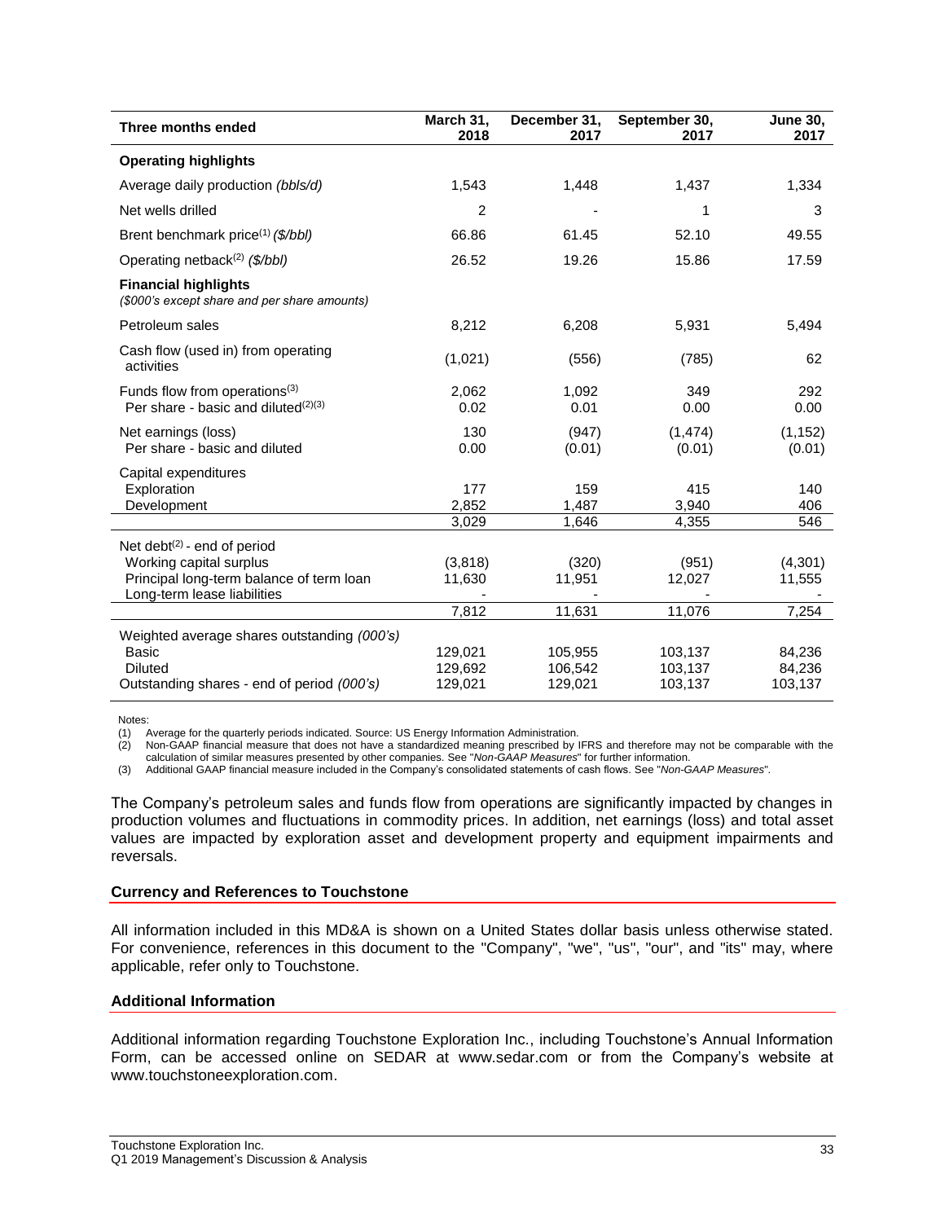| Three months ended | March 31, 2018 | December 31, 2017 | September 30, 2017 | June 30, 2017 |
|---|---|---|---|---|
| **Operating highlights** | | | | |
| Average daily production *(bbls/d)* | 1,543 | 1,448 | 1,437 | 1,334 |
| Net wells drilled | 2 | - | 1 | 3 |
| Brent benchmark price[(1)] *($/bbl)* | 66.86 | 61.45 | 52.10 | 49.55 |
| Operating netback[(2)] *($/bbl)* | 26.52 | 19.26 | 15.86 | 17.59 |
| **Financial highlights** *($000's except share and per share amounts)* | | | | |
| Petroleum sales | 8,212 | 6,208 | 5,931 | 5,494 |
| Cash flow (used in) from operating activities | (1,021) | (556) | (785) | 62 |
| Funds flow from operations[(3)] | 2,062 | 1,092 | 349 | 292 |
| Per share - basic and diluted[(2)(3)] | 0.02 | 0.01 | 0.00 | 0.00 |
| Net earnings (loss) | 130 | (947) | (1,474) | (1,152) |
| Per share - basic and diluted | 0.00 | (0.01) | (0.01) | (0.01) |
| Capital expenditures | | | | |
| Exploration | 177 | 159 | 415 | 140 |
| Development | 2,852 | 1,487 | 3,940 | 406 |
| | 3,029 | 1,646 | 4,355 | 546 |
| Net debt[(2)] - end of period | | | | |
| Working capital surplus | (3,818) | (320) | (951) | (4,301) |
| Principal long-term balance of term loan | 11,630 | 11,951 | 12,027 | 11,555 |
| Long-term lease liabilities | - | - | - | - |
| | 7,812 | 11,631 | 11,076 | 7,254 |
| Weighted average shares outstanding *(000's)* | | | | |
| Basic | 129,021 | 105,955 | 103,137 | 84,236 |
| Diluted | 129,692 | 106,542 | 103,137 | 84,236 |
| Outstanding shares - end of period *(000's)* | 129,021 | 129,021 | 103,137 | 103,137 |

Notes:
(1) Average for the quarterly periods indicated. Source: US Energy Information Administration.
(2) Non-GAAP financial measure that does not have a standardized meaning prescribed by IFRS and therefore may not be comparable with the calculation of similar measures presented by other companies. See "*Non-GAAP Measures*" for further information.
(3) Additional GAAP financial measure included in the Company's consolidated statements of cash flows. See "*Non-GAAP Measures*".

The Company's petroleum sales and funds flow from operations are significantly impacted by changes in production volumes and fluctuations in commodity prices. In addition, net earnings (loss) and total asset values are impacted by exploration asset and development property and equipment impairments and reversals.

### Currency and References to Touchstone

All information included in this MD&A is shown on a United States dollar basis unless otherwise stated. For convenience, references in this document to the "Company", "we", "us", "our", and "its" may, where applicable, refer only to Touchstone.

### Additional Information

Additional information regarding Touchstone Exploration Inc., including Touchstone's Annual Information Form, can be accessed online on SEDAR at www.sedar.com or from the Company's website at www.touchstoneexploration.com.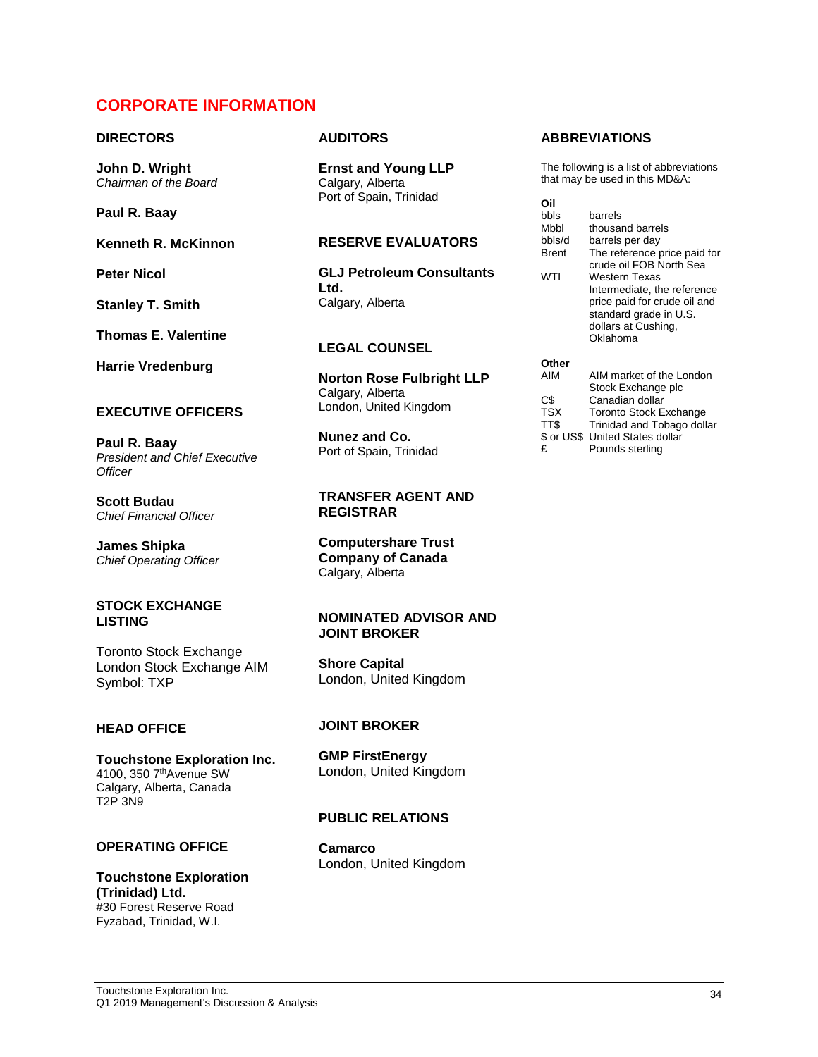# CORPORATE INFORMATION

## DIRECTORS

**John D. Wright**
*Chairman of the Board*

**Paul R. Baay**

**Kenneth R. McKinnon**

**Peter Nicol**

**Stanley T. Smith**

**Thomas E. Valentine**

**Harrie Vredenburg**

## EXECUTIVE OFFICERS

**Paul R. Baay**
*President and Chief Executive Officer*

**Scott Budau**
*Chief Financial Officer*

**James Shipka**
*Chief Operating Officer*

## STOCK EXCHANGE LISTING

Toronto Stock Exchange
London Stock Exchange AIM
Symbol: TXP

## HEAD OFFICE

**Touchstone Exploration Inc.**
4100, 350 7th Avenue SW
Calgary, Alberta, Canada
T2P 3N9

## OPERATING OFFICE

**Touchstone Exploration (Trinidad) Ltd.**
#30 Forest Reserve Road
Fyzabad, Trinidad, W.I.

## AUDITORS

**Ernst and Young LLP**
Calgary, Alberta
Port of Spain, Trinidad

## RESERVE EVALUATORS

**GLJ Petroleum Consultants Ltd.**
Calgary, Alberta

## LEGAL COUNSEL

**Norton Rose Fulbright LLP**
Calgary, Alberta
London, United Kingdom

**Nunez and Co.**
Port of Spain, Trinidad

## TRANSFER AGENT AND REGISTRAR

**Computershare Trust Company of Canada**
Calgary, Alberta

## NOMINATED ADVISOR AND JOINT BROKER

**Shore Capital**
London, United Kingdom

## JOINT BROKER

**GMP FirstEnergy**
London, United Kingdom

## PUBLIC RELATIONS

**Camarco**
London, United Kingdom

## ABBREVIATIONS

The following is a list of abbreviations that may be used in this MD&A:

**Oil**

| | |
|---|---|
| bbls | barrels |
| Mbbl | thousand barrels |
| bbls/d | barrels per day |
| Brent | The reference price paid for crude oil FOB North Sea |
| WTI | Western Texas Intermediate, the reference price paid for crude oil and standard grade in U.S. dollars at Cushing, Oklahoma |

**Other**

| | |
|---|---|
| AIM | AIM market of the London Stock Exchange plc |
| C$ | Canadian dollar |
| TSX | Toronto Stock Exchange |
| TT$ | Trinidad and Tobago dollar |
| $ or US$ | United States dollar |
| £ | Pounds sterling |